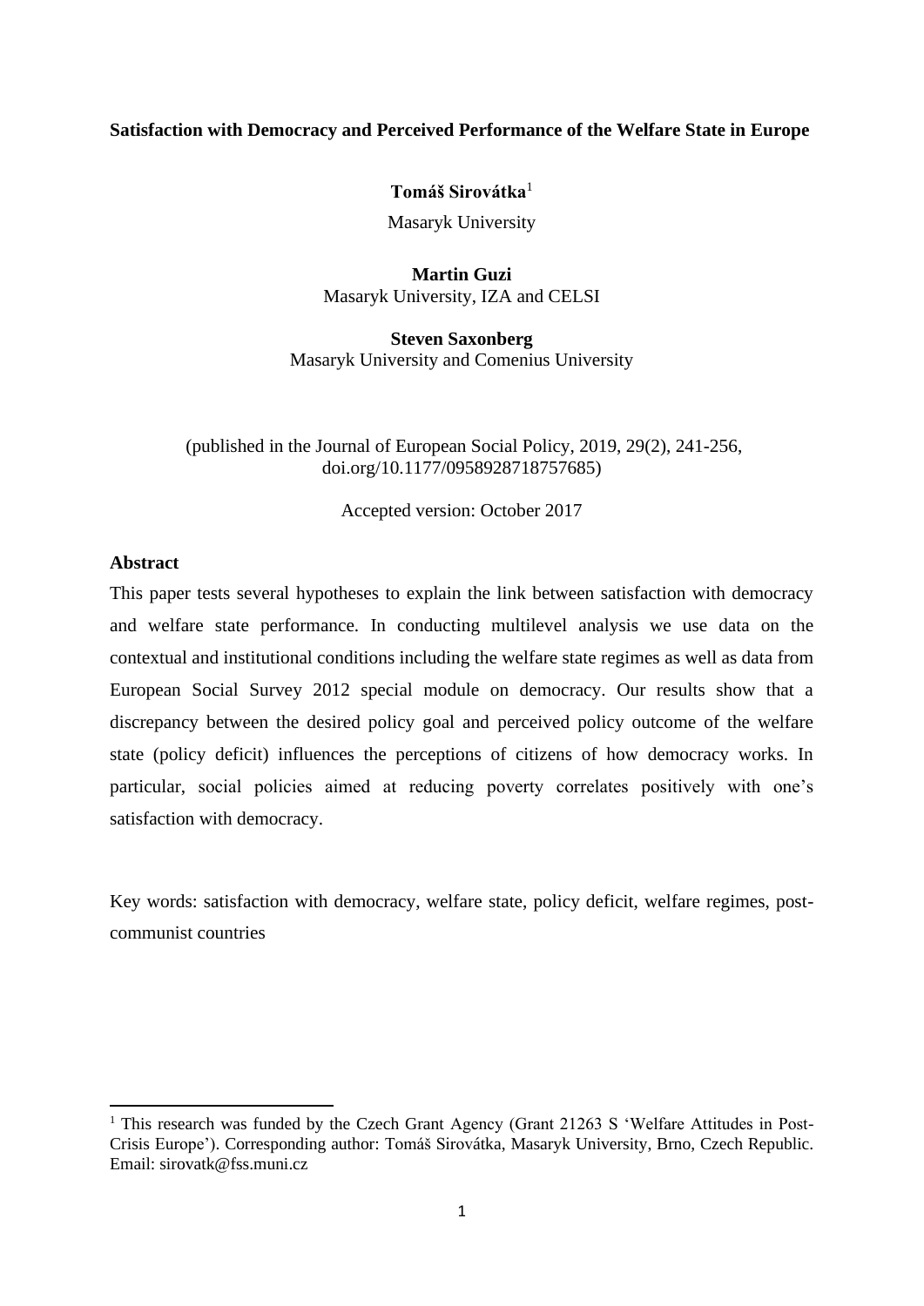# Satisfaction with Democracy and Perceived Performance of the Welfare State in Europe

**Tomáš Sirovátka**[1]

Masaryk University

**Martin Guzi**
Masaryk University, IZA and CELSI

**Steven Saxonberg**
Masaryk University and Comenius University

(published in the Journal of European Social Policy, 2019, 29(2), 241-256, doi.org/10.1177/0958928718757685)

Accepted version: October 2017

## Abstract

This paper tests several hypotheses to explain the link between satisfaction with democracy and welfare state performance. In conducting multilevel analysis we use data on the contextual and institutional conditions including the welfare state regimes as well as data from European Social Survey 2012 special module on democracy. Our results show that a discrepancy between the desired policy goal and perceived policy outcome of the welfare state (policy deficit) influences the perceptions of citizens of how democracy works. In particular, social policies aimed at reducing poverty correlates positively with one's satisfaction with democracy.

Key words: satisfaction with democracy, welfare state, policy deficit, welfare regimes, post-communist countries

---

[1] This research was funded by the Czech Grant Agency (Grant 21263 S 'Welfare Attitudes in Post-Crisis Europe'). Corresponding author: Tomáš Sirovátka, Masaryk University, Brno, Czech Republic. Email: sirovatk@fss.muni.cz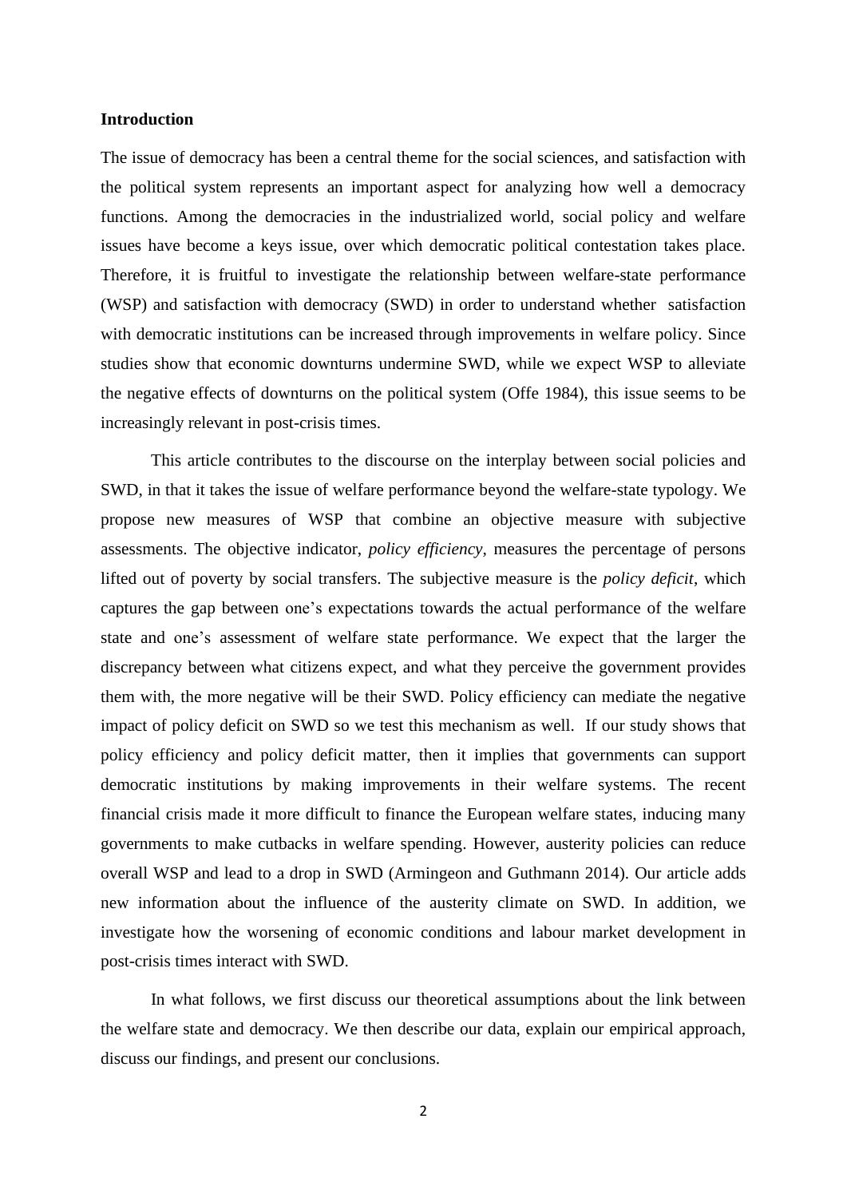**Introduction**

The issue of democracy has been a central theme for the social sciences, and satisfaction with the political system represents an important aspect for analyzing how well a democracy functions. Among the democracies in the industrialized world, social policy and welfare issues have become a keys issue, over which democratic political contestation takes place. Therefore, it is fruitful to investigate the relationship between welfare-state performance (WSP) and satisfaction with democracy (SWD) in order to understand whether satisfaction with democratic institutions can be increased through improvements in welfare policy. Since studies show that economic downturns undermine SWD, while we expect WSP to alleviate the negative effects of downturns on the political system (Offe 1984), this issue seems to be increasingly relevant in post-crisis times.

This article contributes to the discourse on the interplay between social policies and SWD, in that it takes the issue of welfare performance beyond the welfare-state typology. We propose new measures of WSP that combine an objective measure with subjective assessments. The objective indicator, *policy efficiency*, measures the percentage of persons lifted out of poverty by social transfers. The subjective measure is the *policy deficit*, which captures the gap between one's expectations towards the actual performance of the welfare state and one's assessment of welfare state performance. We expect that the larger the discrepancy between what citizens expect, and what they perceive the government provides them with, the more negative will be their SWD. Policy efficiency can mediate the negative impact of policy deficit on SWD so we test this mechanism as well. If our study shows that policy efficiency and policy deficit matter, then it implies that governments can support democratic institutions by making improvements in their welfare systems. The recent financial crisis made it more difficult to finance the European welfare states, inducing many governments to make cutbacks in welfare spending. However, austerity policies can reduce overall WSP and lead to a drop in SWD (Armingeon and Guthmann 2014). Our article adds new information about the influence of the austerity climate on SWD. In addition, we investigate how the worsening of economic conditions and labour market development in post-crisis times interact with SWD.

In what follows, we first discuss our theoretical assumptions about the link between the welfare state and democracy. We then describe our data, explain our empirical approach, discuss our findings, and present our conclusions.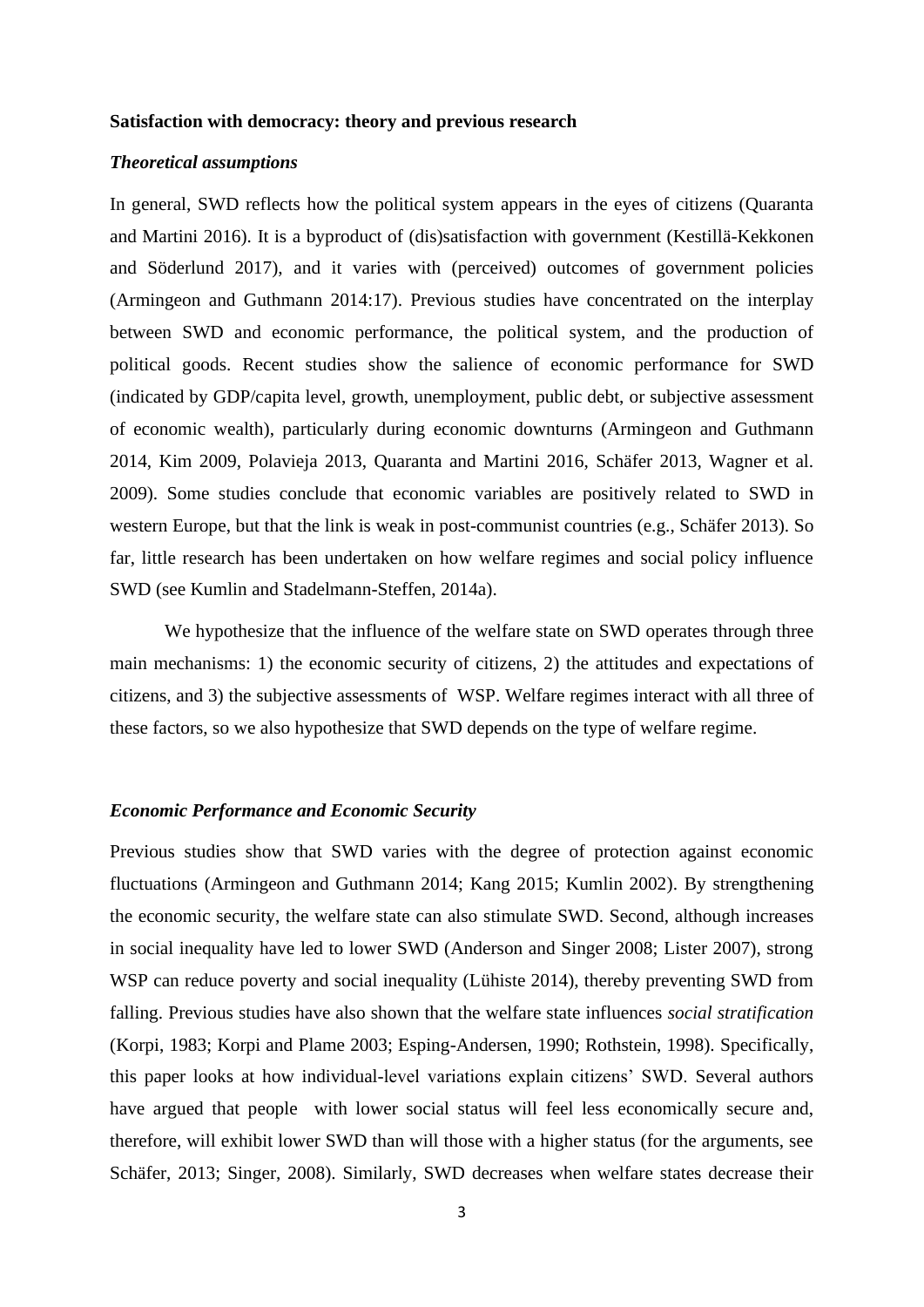**Satisfaction with democracy: theory and previous research**

***Theoretical assumptions***

In general, SWD reflects how the political system appears in the eyes of citizens (Quaranta and Martini 2016). It is a byproduct of (dis)satisfaction with government (Kestillä-Kekkonen and Söderlund 2017), and it varies with (perceived) outcomes of government policies (Armingeon and Guthmann 2014:17). Previous studies have concentrated on the interplay between SWD and economic performance, the political system, and the production of political goods. Recent studies show the salience of economic performance for SWD (indicated by GDP/capita level, growth, unemployment, public debt, or subjective assessment of economic wealth), particularly during economic downturns (Armingeon and Guthmann 2014, Kim 2009, Polavieja 2013, Quaranta and Martini 2016, Schäfer 2013, Wagner et al. 2009). Some studies conclude that economic variables are positively related to SWD in western Europe, but that the link is weak in post-communist countries (e.g., Schäfer 2013). So far, little research has been undertaken on how welfare regimes and social policy influence SWD (see Kumlin and Stadelmann-Steffen, 2014a).

We hypothesize that the influence of the welfare state on SWD operates through three main mechanisms: 1) the economic security of citizens, 2) the attitudes and expectations of citizens, and 3) the subjective assessments of WSP. Welfare regimes interact with all three of these factors, so we also hypothesize that SWD depends on the type of welfare regime.

***Economic Performance and Economic Security***

Previous studies show that SWD varies with the degree of protection against economic fluctuations (Armingeon and Guthmann 2014; Kang 2015; Kumlin 2002). By strengthening the economic security, the welfare state can also stimulate SWD. Second, although increases in social inequality have led to lower SWD (Anderson and Singer 2008; Lister 2007), strong WSP can reduce poverty and social inequality (Lühiste 2014), thereby preventing SWD from falling. Previous studies have also shown that the welfare state influences *social stratification* (Korpi, 1983; Korpi and Plame 2003; Esping-Andersen, 1990; Rothstein, 1998). Specifically, this paper looks at how individual-level variations explain citizens' SWD. Several authors have argued that people with lower social status will feel less economically secure and, therefore, will exhibit lower SWD than will those with a higher status (for the arguments, see Schäfer, 2013; Singer, 2008). Similarly, SWD decreases when welfare states decrease their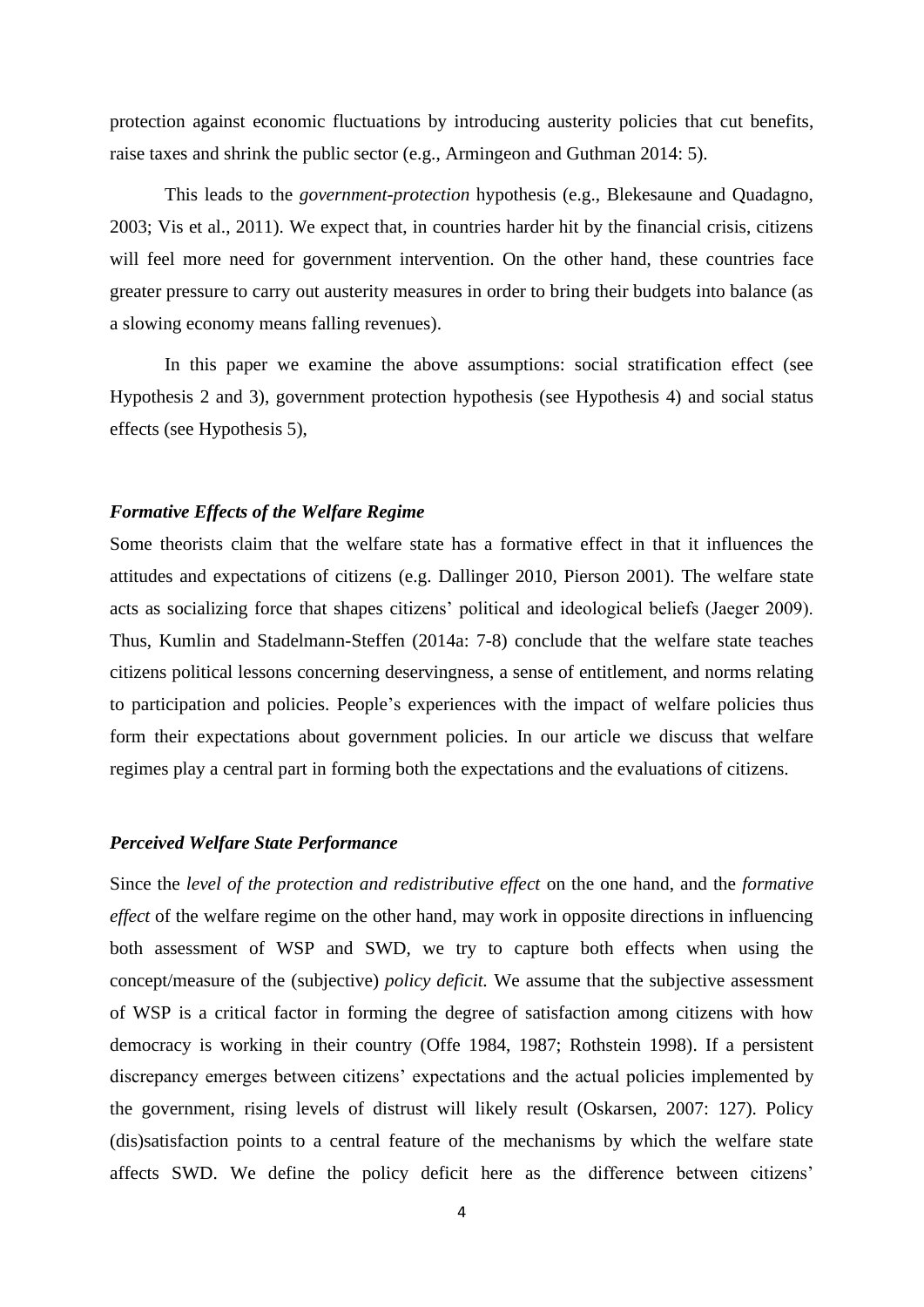protection against economic fluctuations by introducing austerity policies that cut benefits, raise taxes and shrink the public sector (e.g., Armingeon and Guthman 2014: 5).

This leads to the *government-protection* hypothesis (e.g., Blekesaune and Quadagno, 2003; Vis et al., 2011). We expect that, in countries harder hit by the financial crisis, citizens will feel more need for government intervention. On the other hand, these countries face greater pressure to carry out austerity measures in order to bring their budgets into balance (as a slowing economy means falling revenues).

In this paper we examine the above assumptions: social stratification effect (see Hypothesis 2 and 3), government protection hypothesis (see Hypothesis 4) and social status effects (see Hypothesis 5),

### *Formative Effects of the Welfare Regime*

Some theorists claim that the welfare state has a formative effect in that it influences the attitudes and expectations of citizens (e.g. Dallinger 2010, Pierson 2001). The welfare state acts as socializing force that shapes citizens' political and ideological beliefs (Jaeger 2009). Thus, Kumlin and Stadelmann-Steffen (2014a: 7-8) conclude that the welfare state teaches citizens political lessons concerning deservingness, a sense of entitlement, and norms relating to participation and policies. People's experiences with the impact of welfare policies thus form their expectations about government policies. In our article we discuss that welfare regimes play a central part in forming both the expectations and the evaluations of citizens.

### *Perceived Welfare State Performance*

Since the *level of the protection and redistributive effect* on the one hand, and the *formative effect* of the welfare regime on the other hand, may work in opposite directions in influencing both assessment of WSP and SWD, we try to capture both effects when using the concept/measure of the (subjective) *policy deficit.* We assume that the subjective assessment of WSP is a critical factor in forming the degree of satisfaction among citizens with how democracy is working in their country (Offe 1984, 1987; Rothstein 1998). If a persistent discrepancy emerges between citizens' expectations and the actual policies implemented by the government, rising levels of distrust will likely result (Oskarsen, 2007: 127). Policy (dis)satisfaction points to a central feature of the mechanisms by which the welfare state affects SWD. We define the policy deficit here as the difference between citizens'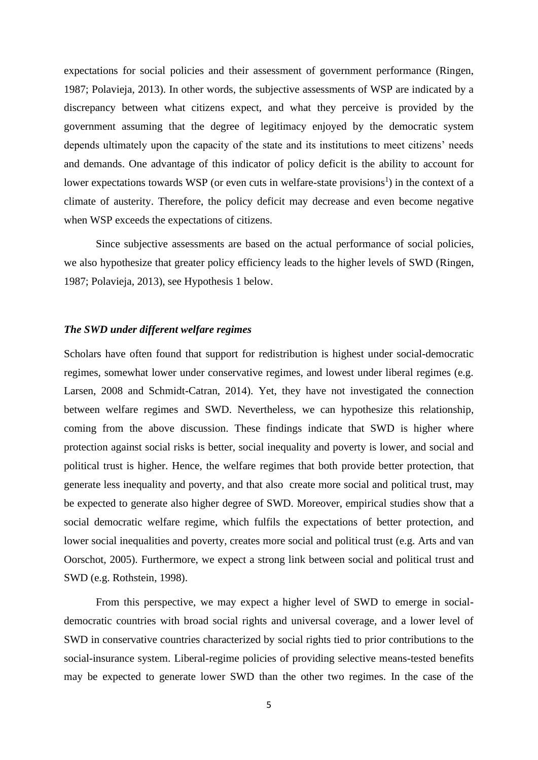expectations for social policies and their assessment of government performance (Ringen, 1987; Polavieja, 2013). In other words, the subjective assessments of WSP are indicated by a discrepancy between what citizens expect, and what they perceive is provided by the government assuming that the degree of legitimacy enjoyed by the democratic system depends ultimately upon the capacity of the state and its institutions to meet citizens' needs and demands. One advantage of this indicator of policy deficit is the ability to account for lower expectations towards WSP (or even cuts in welfare-state provisions[1]) in the context of a climate of austerity. Therefore, the policy deficit may decrease and even become negative when WSP exceeds the expectations of citizens.

Since subjective assessments are based on the actual performance of social policies, we also hypothesize that greater policy efficiency leads to the higher levels of SWD (Ringen, 1987; Polavieja, 2013), see Hypothesis 1 below.

### *The SWD under different welfare regimes*

Scholars have often found that support for redistribution is highest under social-democratic regimes, somewhat lower under conservative regimes, and lowest under liberal regimes (e.g. Larsen, 2008 and Schmidt-Catran, 2014). Yet, they have not investigated the connection between welfare regimes and SWD. Nevertheless, we can hypothesize this relationship, coming from the above discussion. These findings indicate that SWD is higher where protection against social risks is better, social inequality and poverty is lower, and social and political trust is higher. Hence, the welfare regimes that both provide better protection, that generate less inequality and poverty, and that also create more social and political trust, may be expected to generate also higher degree of SWD. Moreover, empirical studies show that a social democratic welfare regime, which fulfils the expectations of better protection, and lower social inequalities and poverty, creates more social and political trust (e.g. Arts and van Oorschot, 2005). Furthermore, we expect a strong link between social and political trust and SWD (e.g. Rothstein, 1998).

From this perspective, we may expect a higher level of SWD to emerge in social-democratic countries with broad social rights and universal coverage, and a lower level of SWD in conservative countries characterized by social rights tied to prior contributions to the social-insurance system. Liberal-regime policies of providing selective means-tested benefits may be expected to generate lower SWD than the other two regimes. In the case of the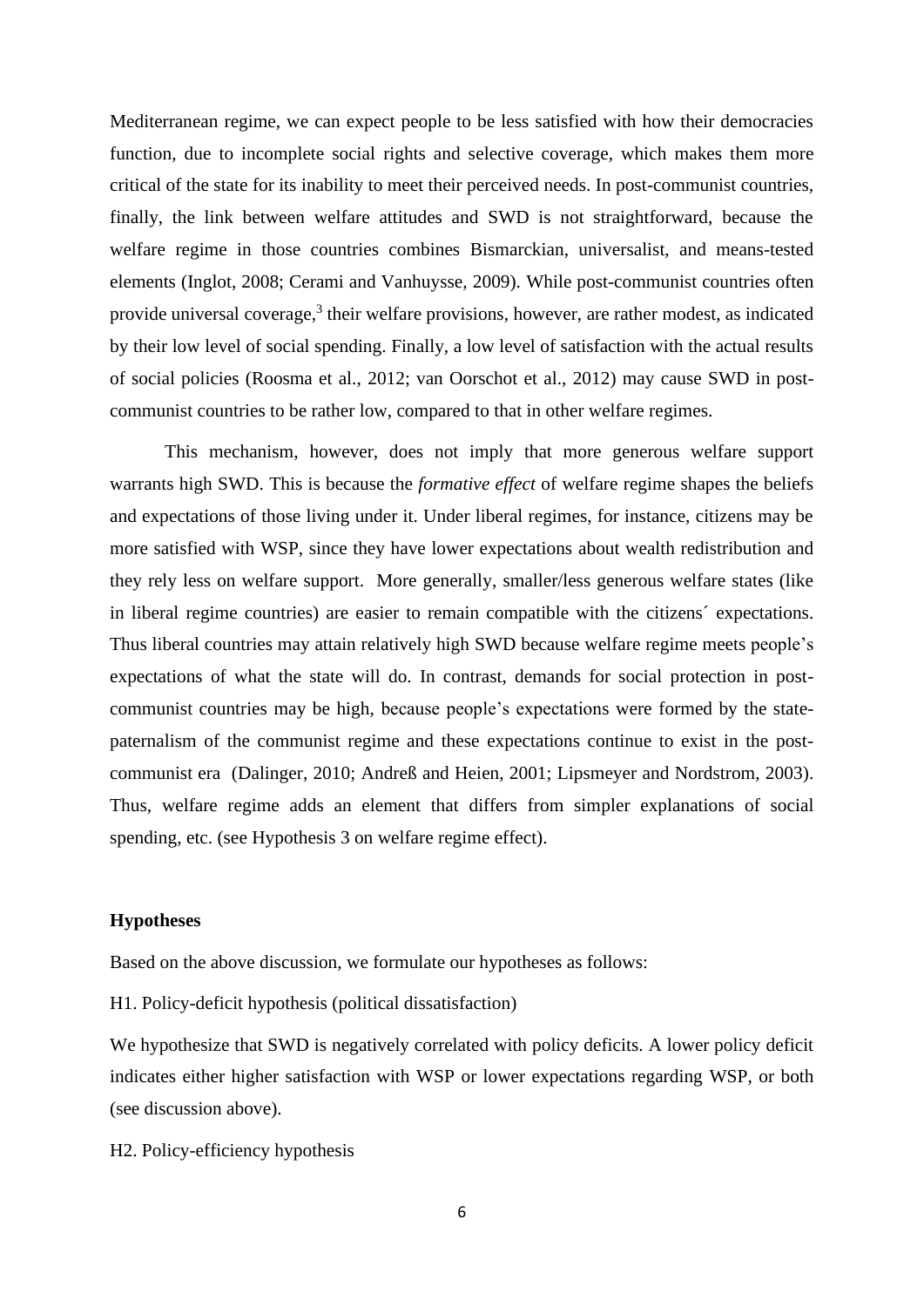Mediterranean regime, we can expect people to be less satisfied with how their democracies function, due to incomplete social rights and selective coverage, which makes them more critical of the state for its inability to meet their perceived needs. In post-communist countries, finally, the link between welfare attitudes and SWD is not straightforward, because the welfare regime in those countries combines Bismarckian, universalist, and means-tested elements (Inglot, 2008; Cerami and Vanhuysse, 2009). While post-communist countries often provide universal coverage,[3] their welfare provisions, however, are rather modest, as indicated by their low level of social spending. Finally, a low level of satisfaction with the actual results of social policies (Roosma et al., 2012; van Oorschot et al., 2012) may cause SWD in post-communist countries to be rather low, compared to that in other welfare regimes.

This mechanism, however, does not imply that more generous welfare support warrants high SWD. This is because the *formative effect* of welfare regime shapes the beliefs and expectations of those living under it. Under liberal regimes, for instance, citizens may be more satisfied with WSP, since they have lower expectations about wealth redistribution and they rely less on welfare support. More generally, smaller/less generous welfare states (like in liberal regime countries) are easier to remain compatible with the citizens´ expectations. Thus liberal countries may attain relatively high SWD because welfare regime meets people's expectations of what the state will do. In contrast, demands for social protection in post-communist countries may be high, because people's expectations were formed by the state-paternalism of the communist regime and these expectations continue to exist in the post-communist era (Dalinger, 2010; Andreß and Heien, 2001; Lipsmeyer and Nordstrom, 2003). Thus, welfare regime adds an element that differs from simpler explanations of social spending, etc. (see Hypothesis 3 on welfare regime effect).

**Hypotheses**

Based on the above discussion, we formulate our hypotheses as follows:

H1. Policy-deficit hypothesis (political dissatisfaction)

We hypothesize that SWD is negatively correlated with policy deficits. A lower policy deficit indicates either higher satisfaction with WSP or lower expectations regarding WSP, or both (see discussion above).

H2. Policy-efficiency hypothesis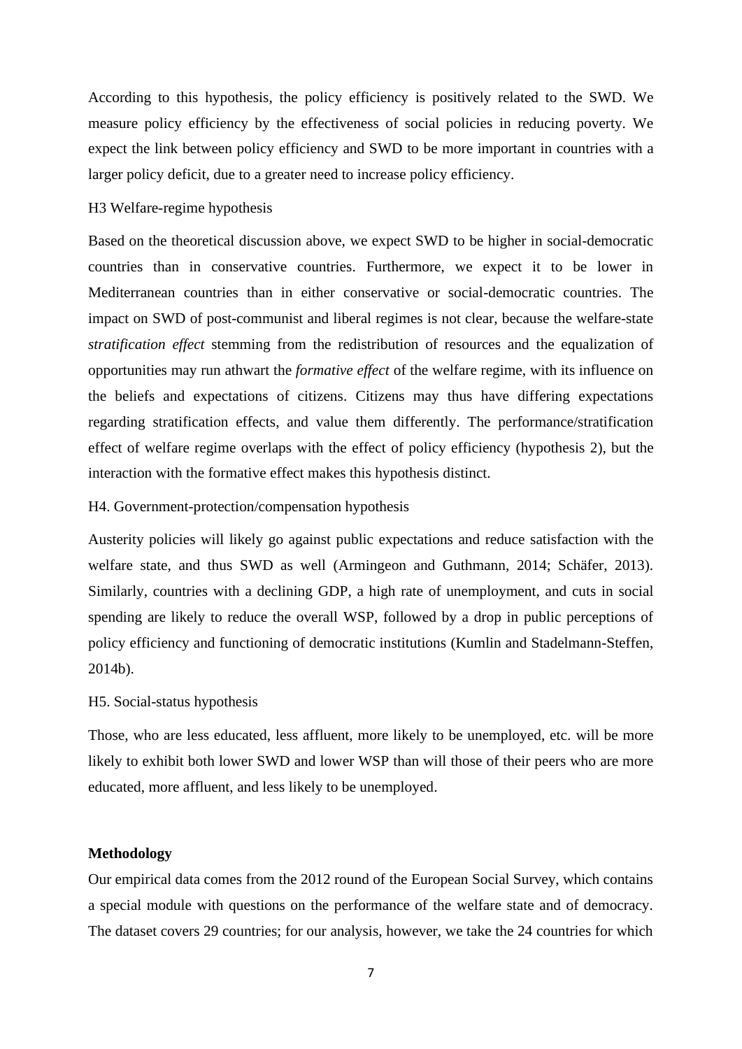According to this hypothesis, the policy efficiency is positively related to the SWD. We measure policy efficiency by the effectiveness of social policies in reducing poverty. We expect the link between policy efficiency and SWD to be more important in countries with a larger policy deficit, due to a greater need to increase policy efficiency.

H3 Welfare-regime hypothesis

Based on the theoretical discussion above, we expect SWD to be higher in social-democratic countries than in conservative countries. Furthermore, we expect it to be lower in Mediterranean countries than in either conservative or social-democratic countries. The impact on SWD of post-communist and liberal regimes is not clear, because the welfare-state *stratification effect* stemming from the redistribution of resources and the equalization of opportunities may run athwart the *formative effect* of the welfare regime, with its influence on the beliefs and expectations of citizens. Citizens may thus have differing expectations regarding stratification effects, and value them differently. The performance/stratification effect of welfare regime overlaps with the effect of policy efficiency (hypothesis 2), but the interaction with the formative effect makes this hypothesis distinct.

H4. Government-protection/compensation hypothesis

Austerity policies will likely go against public expectations and reduce satisfaction with the welfare state, and thus SWD as well (Armingeon and Guthmann, 2014; Schäfer, 2013). Similarly, countries with a declining GDP, a high rate of unemployment, and cuts in social spending are likely to reduce the overall WSP, followed by a drop in public perceptions of policy efficiency and functioning of democratic institutions (Kumlin and Stadelmann-Steffen, 2014b).

H5. Social-status hypothesis

Those, who are less educated, less affluent, more likely to be unemployed, etc. will be more likely to exhibit both lower SWD and lower WSP than will those of their peers who are more educated, more affluent, and less likely to be unemployed.

**Methodology**

Our empirical data comes from the 2012 round of the European Social Survey, which contains a special module with questions on the performance of the welfare state and of democracy. The dataset covers 29 countries; for our analysis, however, we take the 24 countries for which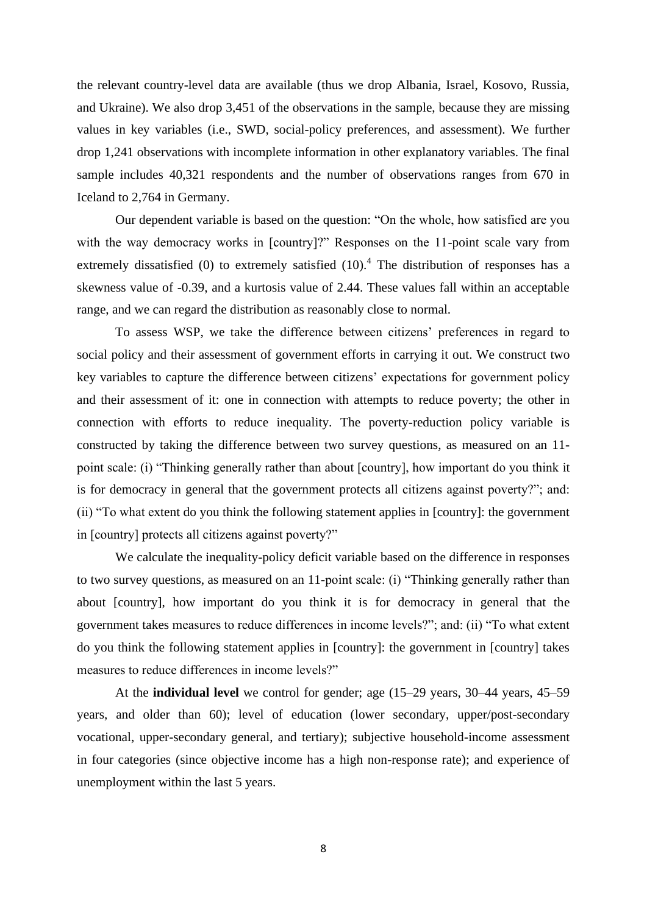the relevant country-level data are available (thus we drop Albania, Israel, Kosovo, Russia, and Ukraine). We also drop 3,451 of the observations in the sample, because they are missing values in key variables (i.e., SWD, social-policy preferences, and assessment). We further drop 1,241 observations with incomplete information in other explanatory variables. The final sample includes 40,321 respondents and the number of observations ranges from 670 in Iceland to 2,764 in Germany.

Our dependent variable is based on the question: "On the whole, how satisfied are you with the way democracy works in [country]?" Responses on the 11-point scale vary from extremely dissatisfied (0) to extremely satisfied (10).[4] The distribution of responses has a skewness value of -0.39, and a kurtosis value of 2.44. These values fall within an acceptable range, and we can regard the distribution as reasonably close to normal.

To assess WSP, we take the difference between citizens' preferences in regard to social policy and their assessment of government efforts in carrying it out. We construct two key variables to capture the difference between citizens' expectations for government policy and their assessment of it: one in connection with attempts to reduce poverty; the other in connection with efforts to reduce inequality. The poverty-reduction policy variable is constructed by taking the difference between two survey questions, as measured on an 11-point scale: (i) "Thinking generally rather than about [country], how important do you think it is for democracy in general that the government protects all citizens against poverty?"; and: (ii) "To what extent do you think the following statement applies in [country]: the government in [country] protects all citizens against poverty?"

We calculate the inequality-policy deficit variable based on the difference in responses to two survey questions, as measured on an 11-point scale: (i) "Thinking generally rather than about [country], how important do you think it is for democracy in general that the government takes measures to reduce differences in income levels?"; and: (ii) "To what extent do you think the following statement applies in [country]: the government in [country] takes measures to reduce differences in income levels?"

At the **individual level** we control for gender; age (15–29 years, 30–44 years, 45–59 years, and older than 60); level of education (lower secondary, upper/post-secondary vocational, upper-secondary general, and tertiary); subjective household-income assessment in four categories (since objective income has a high non-response rate); and experience of unemployment within the last 5 years.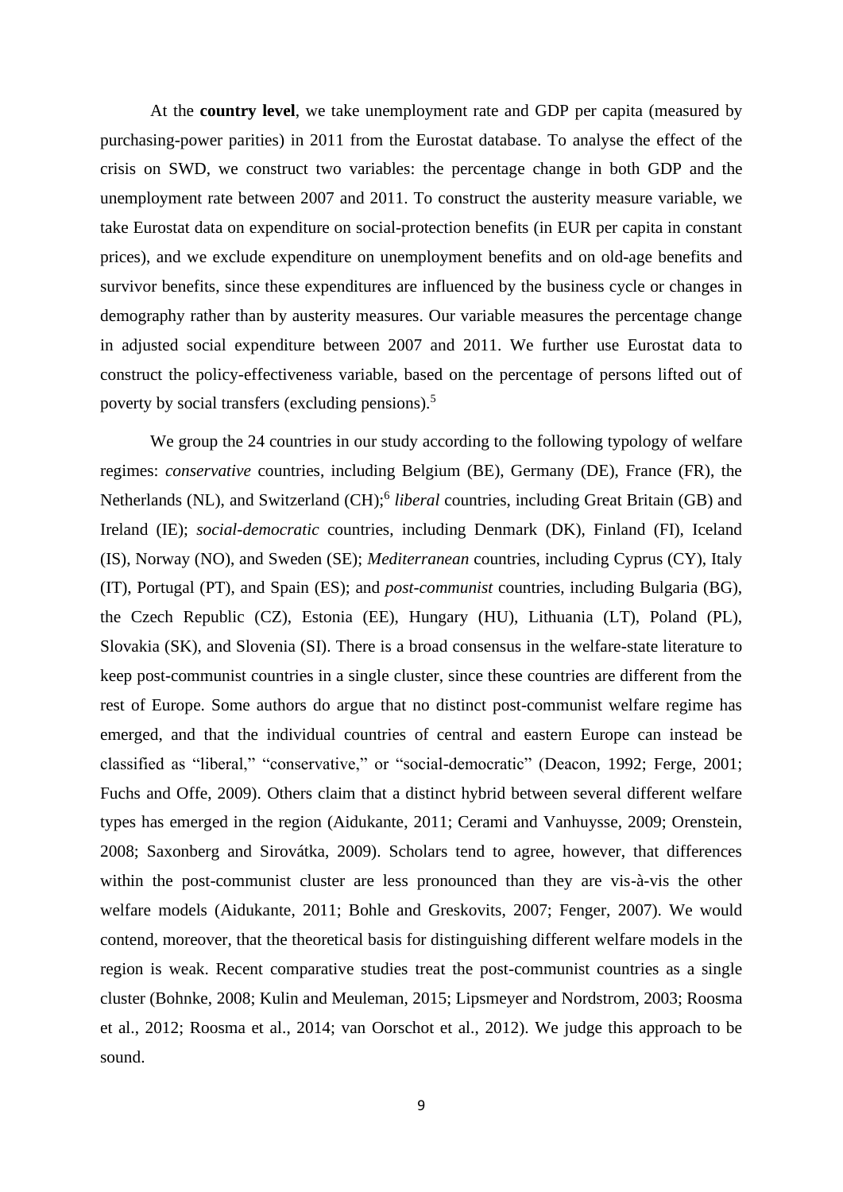At the **country level**, we take unemployment rate and GDP per capita (measured by purchasing-power parities) in 2011 from the Eurostat database. To analyse the effect of the crisis on SWD, we construct two variables: the percentage change in both GDP and the unemployment rate between 2007 and 2011. To construct the austerity measure variable, we take Eurostat data on expenditure on social-protection benefits (in EUR per capita in constant prices), and we exclude expenditure on unemployment benefits and on old-age benefits and survivor benefits, since these expenditures are influenced by the business cycle or changes in demography rather than by austerity measures. Our variable measures the percentage change in adjusted social expenditure between 2007 and 2011. We further use Eurostat data to construct the policy-effectiveness variable, based on the percentage of persons lifted out of poverty by social transfers (excluding pensions).[5]

We group the 24 countries in our study according to the following typology of welfare regimes: *conservative* countries, including Belgium (BE), Germany (DE), France (FR), the Netherlands (NL), and Switzerland (CH);[6] *liberal* countries, including Great Britain (GB) and Ireland (IE); *social-democratic* countries, including Denmark (DK), Finland (FI), Iceland (IS), Norway (NO), and Sweden (SE); *Mediterranean* countries, including Cyprus (CY), Italy (IT), Portugal (PT), and Spain (ES); and *post-communist* countries, including Bulgaria (BG), the Czech Republic (CZ), Estonia (EE), Hungary (HU), Lithuania (LT), Poland (PL), Slovakia (SK), and Slovenia (SI). There is a broad consensus in the welfare-state literature to keep post-communist countries in a single cluster, since these countries are different from the rest of Europe. Some authors do argue that no distinct post-communist welfare regime has emerged, and that the individual countries of central and eastern Europe can instead be classified as "liberal," "conservative," or "social-democratic" (Deacon, 1992; Ferge, 2001; Fuchs and Offe, 2009). Others claim that a distinct hybrid between several different welfare types has emerged in the region (Aidukante, 2011; Cerami and Vanhuysse, 2009; Orenstein, 2008; Saxonberg and Sirovátka, 2009). Scholars tend to agree, however, that differences within the post-communist cluster are less pronounced than they are vis-à-vis the other welfare models (Aidukante, 2011; Bohle and Greskovits, 2007; Fenger, 2007). We would contend, moreover, that the theoretical basis for distinguishing different welfare models in the region is weak. Recent comparative studies treat the post-communist countries as a single cluster (Bohnke, 2008; Kulin and Meuleman, 2015; Lipsmeyer and Nordstrom, 2003; Roosma et al., 2012; Roosma et al., 2014; van Oorschot et al., 2012). We judge this approach to be sound.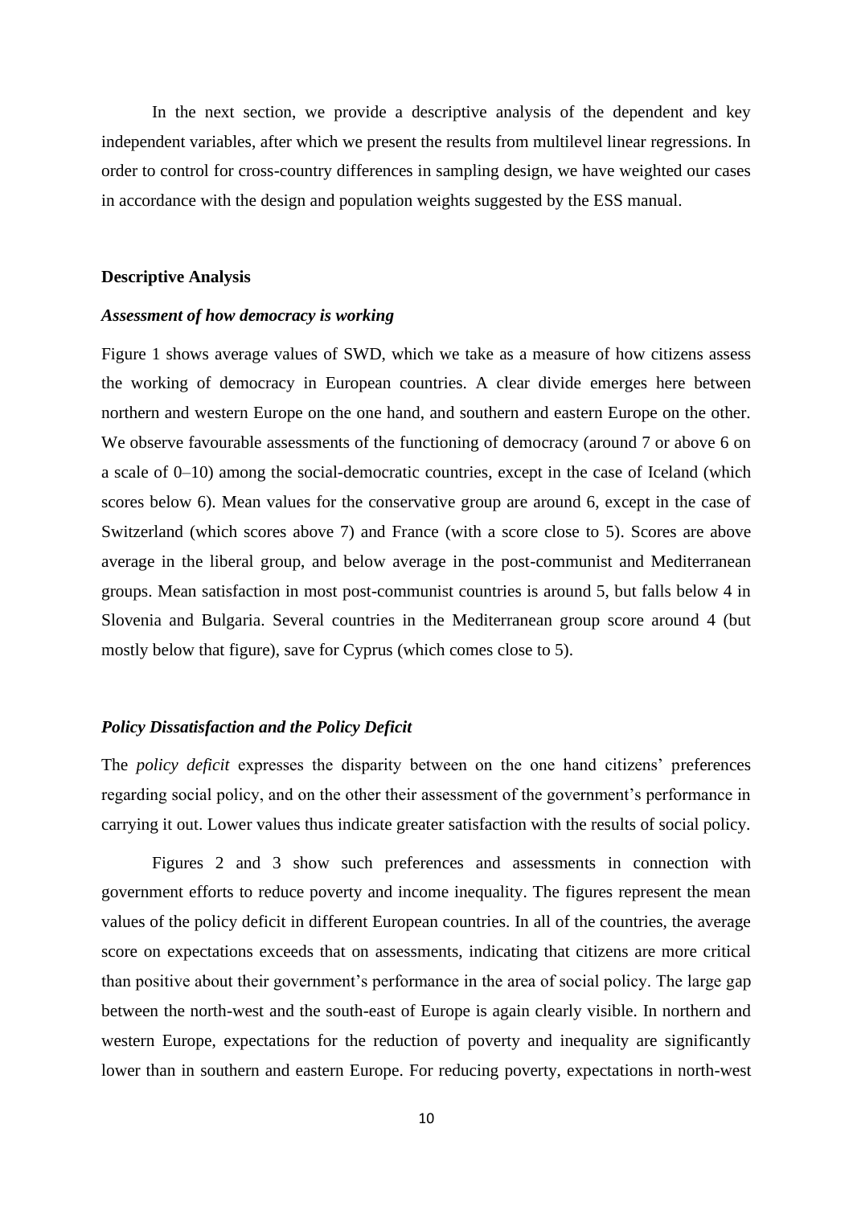In the next section, we provide a descriptive analysis of the dependent and key independent variables, after which we present the results from multilevel linear regressions. In order to control for cross-country differences in sampling design, we have weighted our cases in accordance with the design and population weights suggested by the ESS manual.

## Descriptive Analysis

### *Assessment of how democracy is working*

Figure 1 shows average values of SWD, which we take as a measure of how citizens assess the working of democracy in European countries. A clear divide emerges here between northern and western Europe on the one hand, and southern and eastern Europe on the other. We observe favourable assessments of the functioning of democracy (around 7 or above 6 on a scale of 0–10) among the social-democratic countries, except in the case of Iceland (which scores below 6). Mean values for the conservative group are around 6, except in the case of Switzerland (which scores above 7) and France (with a score close to 5). Scores are above average in the liberal group, and below average in the post-communist and Mediterranean groups. Mean satisfaction in most post-communist countries is around 5, but falls below 4 in Slovenia and Bulgaria. Several countries in the Mediterranean group score around 4 (but mostly below that figure), save for Cyprus (which comes close to 5).

### *Policy Dissatisfaction and the Policy Deficit*

The *policy deficit* expresses the disparity between on the one hand citizens' preferences regarding social policy, and on the other their assessment of the government's performance in carrying it out. Lower values thus indicate greater satisfaction with the results of social policy.

Figures 2 and 3 show such preferences and assessments in connection with government efforts to reduce poverty and income inequality. The figures represent the mean values of the policy deficit in different European countries. In all of the countries, the average score on expectations exceeds that on assessments, indicating that citizens are more critical than positive about their government's performance in the area of social policy. The large gap between the north-west and the south-east of Europe is again clearly visible. In northern and western Europe, expectations for the reduction of poverty and inequality are significantly lower than in southern and eastern Europe. For reducing poverty, expectations in north-west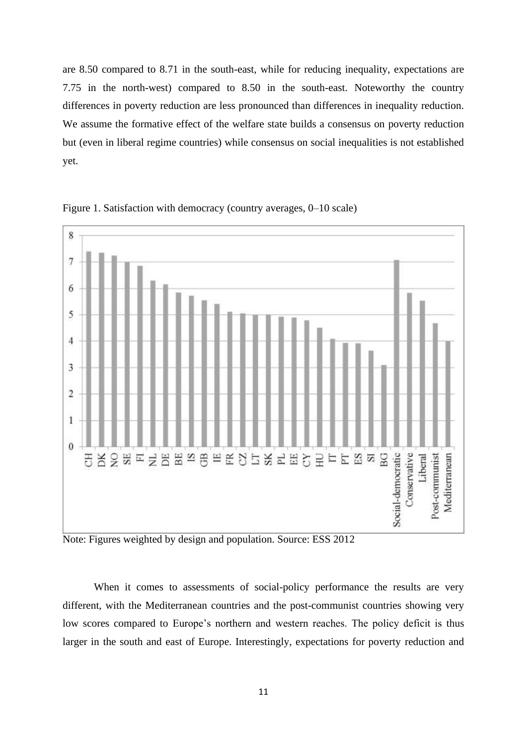are 8.50 compared to 8.71 in the south-east, while for reducing inequality, expectations are 7.75 in the north-west) compared to 8.50 in the south-east. Noteworthy the country differences in poverty reduction are less pronounced than differences in inequality reduction. We assume the formative effect of the welfare state builds a consensus on poverty reduction but (even in liberal regime countries) while consensus on social inequalities is not established yet.

Figure 1. Satisfaction with democracy (country averages, 0–10 scale)

Note: Figures weighted by design and population. Source: ESS 2012

When it comes to assessments of social-policy performance the results are very different, with the Mediterranean countries and the post-communist countries showing very low scores compared to Europe's northern and western reaches. The policy deficit is thus larger in the south and east of Europe. Interestingly, expectations for poverty reduction and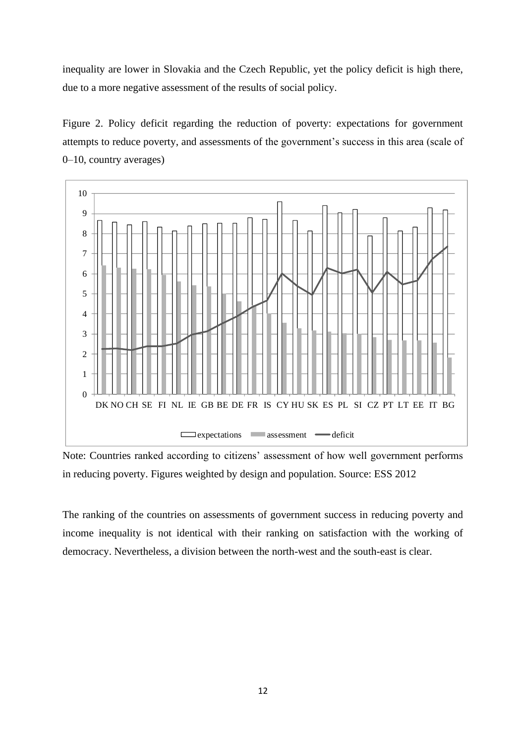inequality are lower in Slovakia and the Czech Republic, yet the policy deficit is high there, due to a more negative assessment of the results of social policy.

Figure 2. Policy deficit regarding the reduction of poverty: expectations for government attempts to reduce poverty, and assessments of the government's success in this area (scale of 0–10, country averages)

Note: Countries ranked according to citizens' assessment of how well government performs in reducing poverty. Figures weighted by design and population. Source: ESS 2012

The ranking of the countries on assessments of government success in reducing poverty and income inequality is not identical with their ranking on satisfaction with the working of democracy. Nevertheless, a division between the north-west and the south-east is clear.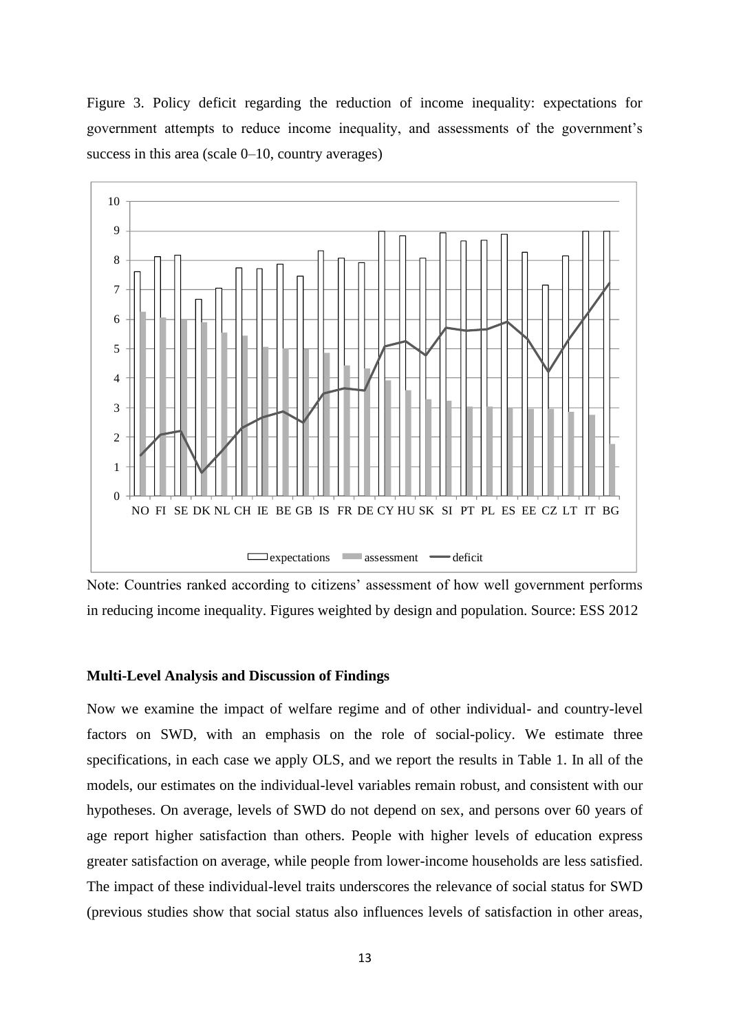Figure 3. Policy deficit regarding the reduction of income inequality: expectations for government attempts to reduce income inequality, and assessments of the government's success in this area (scale 0–10, country averages)

Note: Countries ranked according to citizens' assessment of how well government performs in reducing income inequality. Figures weighted by design and population. Source: ESS 2012

**Multi-Level Analysis and Discussion of Findings**

Now we examine the impact of welfare regime and of other individual- and country-level factors on SWD, with an emphasis on the role of social-policy. We estimate three specifications, in each case we apply OLS, and we report the results in Table 1. In all of the models, our estimates on the individual-level variables remain robust, and consistent with our hypotheses. On average, levels of SWD do not depend on sex, and persons over 60 years of age report higher satisfaction than others. People with higher levels of education express greater satisfaction on average, while people from lower-income households are less satisfied. The impact of these individual-level traits underscores the relevance of social status for SWD (previous studies show that social status also influences levels of satisfaction in other areas,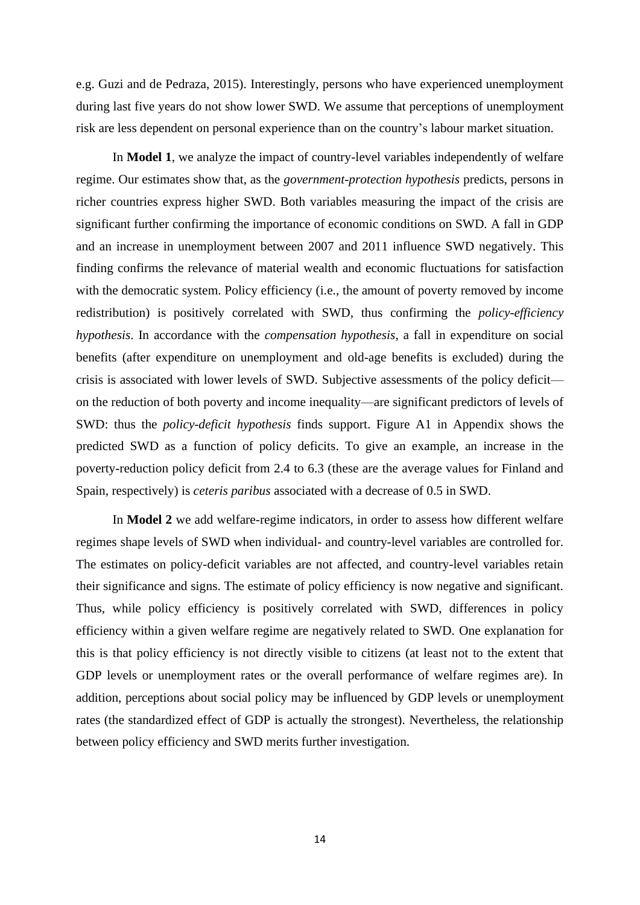e.g. Guzi and de Pedraza, 2015). Interestingly, persons who have experienced unemployment during last five years do not show lower SWD. We assume that perceptions of unemployment risk are less dependent on personal experience than on the country's labour market situation.

In **Model 1**, we analyze the impact of country-level variables independently of welfare regime. Our estimates show that, as the *government-protection hypothesis* predicts, persons in richer countries express higher SWD. Both variables measuring the impact of the crisis are significant further confirming the importance of economic conditions on SWD. A fall in GDP and an increase in unemployment between 2007 and 2011 influence SWD negatively. This finding confirms the relevance of material wealth and economic fluctuations for satisfaction with the democratic system. Policy efficiency (i.e., the amount of poverty removed by income redistribution) is positively correlated with SWD, thus confirming the *policy-efficiency hypothesis*. In accordance with the *compensation hypothesis*, a fall in expenditure on social benefits (after expenditure on unemployment and old-age benefits is excluded) during the crisis is associated with lower levels of SWD. Subjective assessments of the policy deficit—on the reduction of both poverty and income inequality—are significant predictors of levels of SWD: thus the *policy-deficit hypothesis* finds support. Figure A1 in Appendix shows the predicted SWD as a function of policy deficits. To give an example, an increase in the poverty-reduction policy deficit from 2.4 to 6.3 (these are the average values for Finland and Spain, respectively) is *ceteris paribus* associated with a decrease of 0.5 in SWD.

In **Model 2** we add welfare-regime indicators, in order to assess how different welfare regimes shape levels of SWD when individual- and country-level variables are controlled for. The estimates on policy-deficit variables are not affected, and country-level variables retain their significance and signs. The estimate of policy efficiency is now negative and significant. Thus, while policy efficiency is positively correlated with SWD, differences in policy efficiency within a given welfare regime are negatively related to SWD. One explanation for this is that policy efficiency is not directly visible to citizens (at least not to the extent that GDP levels or unemployment rates or the overall performance of welfare regimes are). In addition, perceptions about social policy may be influenced by GDP levels or unemployment rates (the standardized effect of GDP is actually the strongest). Nevertheless, the relationship between policy efficiency and SWD merits further investigation.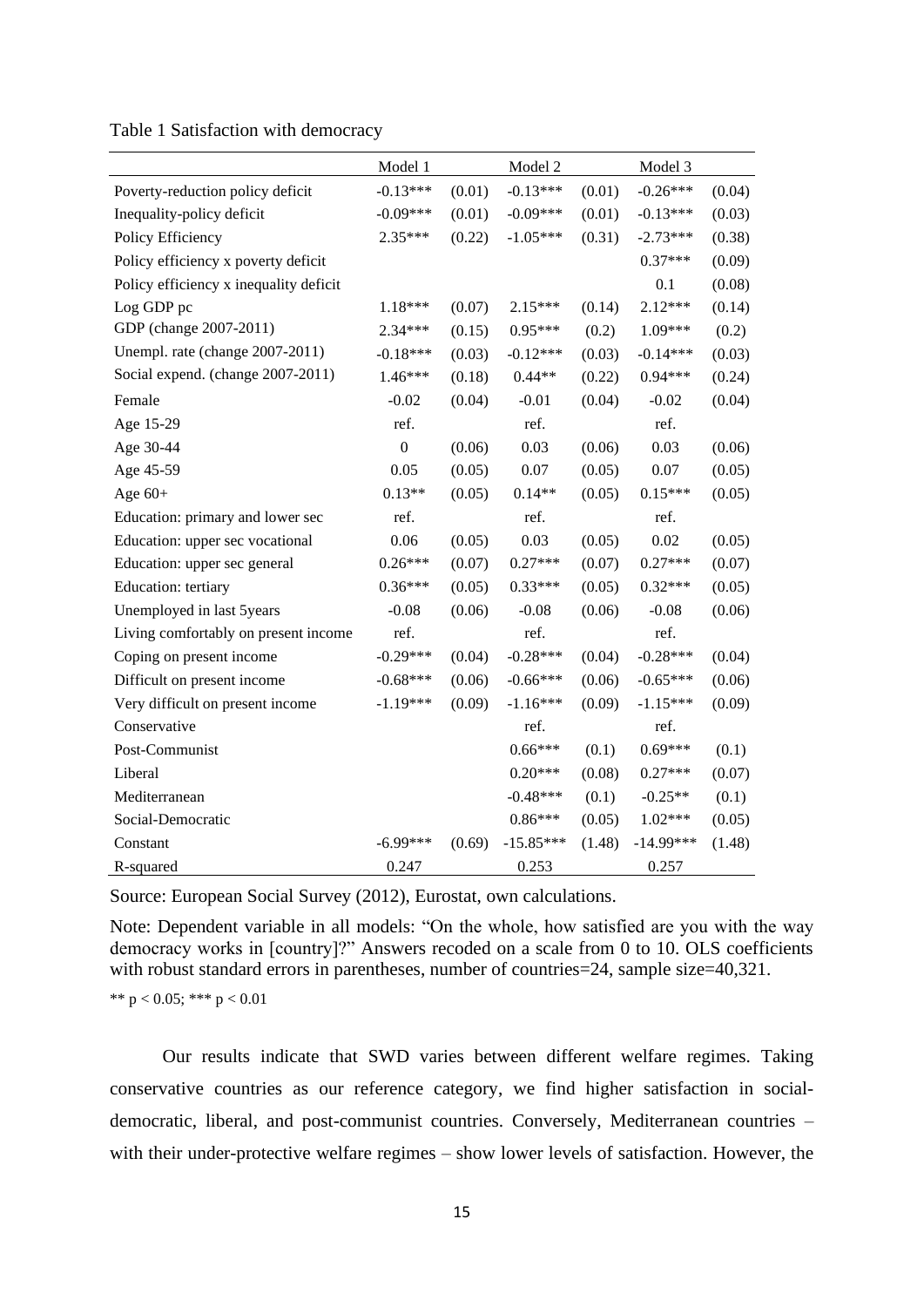Table 1 Satisfaction with democracy

| | Model 1 | | Model 2 | | Model 3 | |
|---|---|---|---|---|---|---|
| Poverty-reduction policy deficit | -0.13*** | (0.01) | -0.13*** | (0.01) | -0.26*** | (0.04) |
| Inequality-policy deficit | -0.09*** | (0.01) | -0.09*** | (0.01) | -0.13*** | (0.03) |
| Policy Efficiency | 2.35*** | (0.22) | -1.05*** | (0.31) | -2.73*** | (0.38) |
| Policy efficiency x poverty deficit | | | | | 0.37*** | (0.09) |
| Policy efficiency x inequality deficit | | | | | 0.1 | (0.08) |
| Log GDP pc | 1.18*** | (0.07) | 2.15*** | (0.14) | 2.12*** | (0.14) |
| GDP (change 2007-2011) | 2.34*** | (0.15) | 0.95*** | (0.2) | 1.09*** | (0.2) |
| Unempl. rate (change 2007-2011) | -0.18*** | (0.03) | -0.12*** | (0.03) | -0.14*** | (0.03) |
| Social expend. (change 2007-2011) | 1.46*** | (0.18) | 0.44** | (0.22) | 0.94*** | (0.24) |
| Female | -0.02 | (0.04) | -0.01 | (0.04) | -0.02 | (0.04) |
| Age 15-29 | ref. | | ref. | | ref. | |
| Age 30-44 | 0 | (0.06) | 0.03 | (0.06) | 0.03 | (0.06) |
| Age 45-59 | 0.05 | (0.05) | 0.07 | (0.05) | 0.07 | (0.05) |
| Age 60+ | 0.13** | (0.05) | 0.14** | (0.05) | 0.15*** | (0.05) |
| Education: primary and lower sec | ref. | | ref. | | ref. | |
| Education: upper sec vocational | 0.06 | (0.05) | 0.03 | (0.05) | 0.02 | (0.05) |
| Education: upper sec general | 0.26*** | (0.07) | 0.27*** | (0.07) | 0.27*** | (0.07) |
| Education: tertiary | 0.36*** | (0.05) | 0.33*** | (0.05) | 0.32*** | (0.05) |
| Unemployed in last 5years | -0.08 | (0.06) | -0.08 | (0.06) | -0.08 | (0.06) |
| Living comfortably on present income | ref. | | ref. | | ref. | |
| Coping on present income | -0.29*** | (0.04) | -0.28*** | (0.04) | -0.28*** | (0.04) |
| Difficult on present income | -0.68*** | (0.06) | -0.66*** | (0.06) | -0.65*** | (0.06) |
| Very difficult on present income | -1.19*** | (0.09) | -1.16*** | (0.09) | -1.15*** | (0.09) |
| Conservative | | | ref. | | ref. | |
| Post-Communist | | | 0.66*** | (0.1) | 0.69*** | (0.1) |
| Liberal | | | 0.20*** | (0.08) | 0.27*** | (0.07) |
| Mediterranean | | | -0.48*** | (0.1) | -0.25** | (0.1) |
| Social-Democratic | | | 0.86*** | (0.05) | 1.02*** | (0.05) |
| Constant | -6.99*** | (0.69) | -15.85*** | (1.48) | -14.99*** | (1.48) |
| R-squared | 0.247 | | 0.253 | | 0.257 | |

Source: European Social Survey (2012), Eurostat, own calculations.

Note: Dependent variable in all models: "On the whole, how satisfied are you with the way democracy works in [country]?" Answers recoded on a scale from 0 to 10. OLS coefficients with robust standard errors in parentheses, number of countries=24, sample size=40,321.

** $p < 0.05$; *** $p < 0.01$

Our results indicate that SWD varies between different welfare regimes. Taking conservative countries as our reference category, we find higher satisfaction in social-democratic, liberal, and post-communist countries. Conversely, Mediterranean countries – with their under-protective welfare regimes – show lower levels of satisfaction. However, the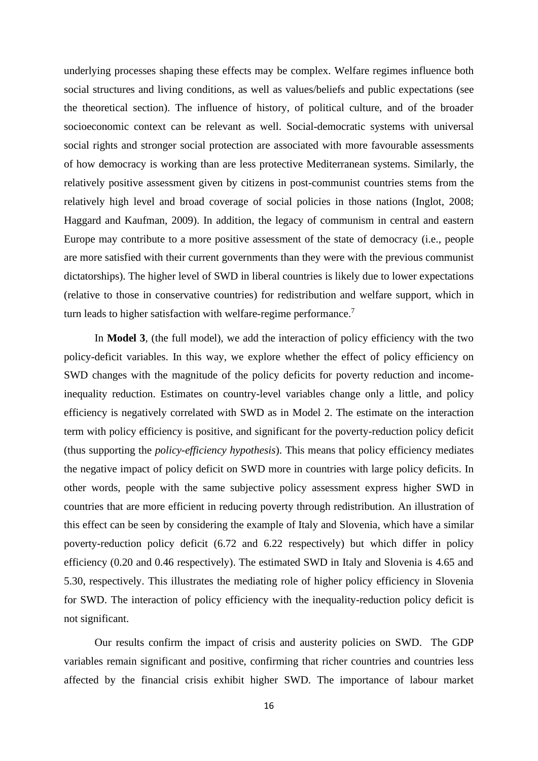underlying processes shaping these effects may be complex. Welfare regimes influence both social structures and living conditions, as well as values/beliefs and public expectations (see the theoretical section). The influence of history, of political culture, and of the broader socioeconomic context can be relevant as well. Social-democratic systems with universal social rights and stronger social protection are associated with more favourable assessments of how democracy is working than are less protective Mediterranean systems. Similarly, the relatively positive assessment given by citizens in post-communist countries stems from the relatively high level and broad coverage of social policies in those nations (Inglot, 2008; Haggard and Kaufman, 2009). In addition, the legacy of communism in central and eastern Europe may contribute to a more positive assessment of the state of democracy (i.e., people are more satisfied with their current governments than they were with the previous communist dictatorships). The higher level of SWD in liberal countries is likely due to lower expectations (relative to those in conservative countries) for redistribution and welfare support, which in turn leads to higher satisfaction with welfare-regime performance.[7]

In **Model 3**, (the full model), we add the interaction of policy efficiency with the two policy-deficit variables. In this way, we explore whether the effect of policy efficiency on SWD changes with the magnitude of the policy deficits for poverty reduction and income-inequality reduction. Estimates on country-level variables change only a little, and policy efficiency is negatively correlated with SWD as in Model 2. The estimate on the interaction term with policy efficiency is positive, and significant for the poverty-reduction policy deficit (thus supporting the *policy-efficiency hypothesis*). This means that policy efficiency mediates the negative impact of policy deficit on SWD more in countries with large policy deficits. In other words, people with the same subjective policy assessment express higher SWD in countries that are more efficient in reducing poverty through redistribution. An illustration of this effect can be seen by considering the example of Italy and Slovenia, which have a similar poverty-reduction policy deficit (6.72 and 6.22 respectively) but which differ in policy efficiency (0.20 and 0.46 respectively). The estimated SWD in Italy and Slovenia is 4.65 and 5.30, respectively. This illustrates the mediating role of higher policy efficiency in Slovenia for SWD. The interaction of policy efficiency with the inequality-reduction policy deficit is not significant.

Our results confirm the impact of crisis and austerity policies on SWD. The GDP variables remain significant and positive, confirming that richer countries and countries less affected by the financial crisis exhibit higher SWD. The importance of labour market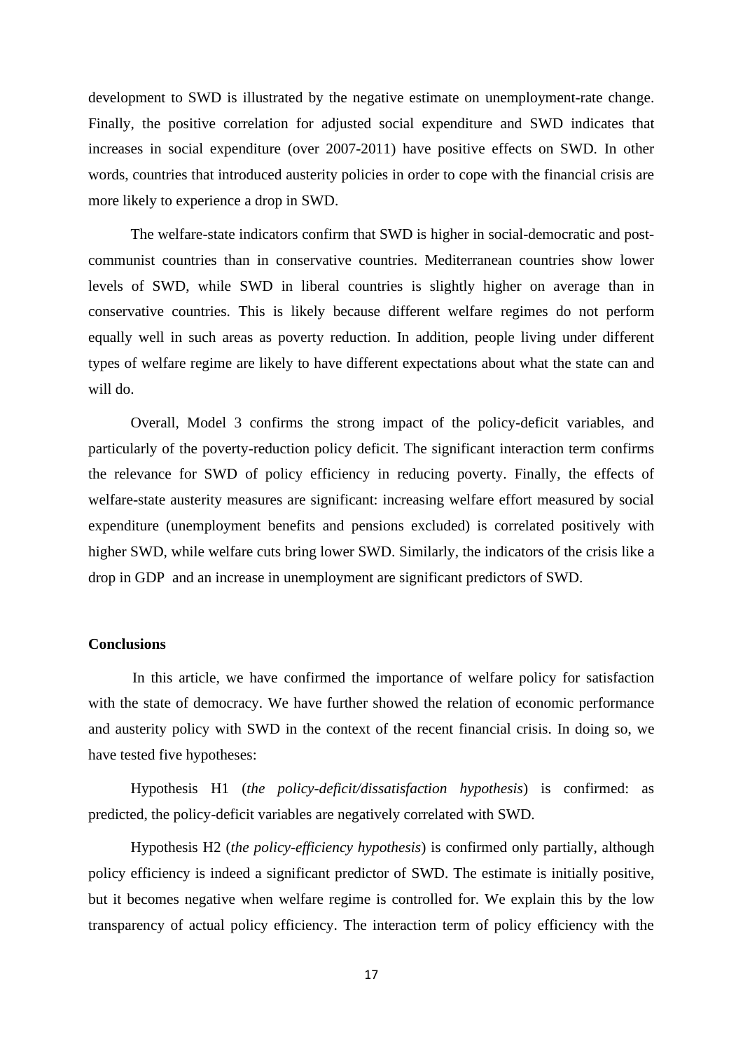development to SWD is illustrated by the negative estimate on unemployment-rate change. Finally, the positive correlation for adjusted social expenditure and SWD indicates that increases in social expenditure (over 2007-2011) have positive effects on SWD. In other words, countries that introduced austerity policies in order to cope with the financial crisis are more likely to experience a drop in SWD.

The welfare-state indicators confirm that SWD is higher in social-democratic and post-communist countries than in conservative countries. Mediterranean countries show lower levels of SWD, while SWD in liberal countries is slightly higher on average than in conservative countries. This is likely because different welfare regimes do not perform equally well in such areas as poverty reduction. In addition, people living under different types of welfare regime are likely to have different expectations about what the state can and will do.

Overall, Model 3 confirms the strong impact of the policy-deficit variables, and particularly of the poverty-reduction policy deficit. The significant interaction term confirms the relevance for SWD of policy efficiency in reducing poverty. Finally, the effects of welfare-state austerity measures are significant: increasing welfare effort measured by social expenditure (unemployment benefits and pensions excluded) is correlated positively with higher SWD, while welfare cuts bring lower SWD. Similarly, the indicators of the crisis like a drop in GDP and an increase in unemployment are significant predictors of SWD.

## Conclusions

In this article, we have confirmed the importance of welfare policy for satisfaction with the state of democracy. We have further showed the relation of economic performance and austerity policy with SWD in the context of the recent financial crisis. In doing so, we have tested five hypotheses:

Hypothesis H1 (*the policy-deficit/dissatisfaction hypothesis*) is confirmed: as predicted, the policy-deficit variables are negatively correlated with SWD.

Hypothesis H2 (*the policy-efficiency hypothesis*) is confirmed only partially, although policy efficiency is indeed a significant predictor of SWD. The estimate is initially positive, but it becomes negative when welfare regime is controlled for. We explain this by the low transparency of actual policy efficiency. The interaction term of policy efficiency with the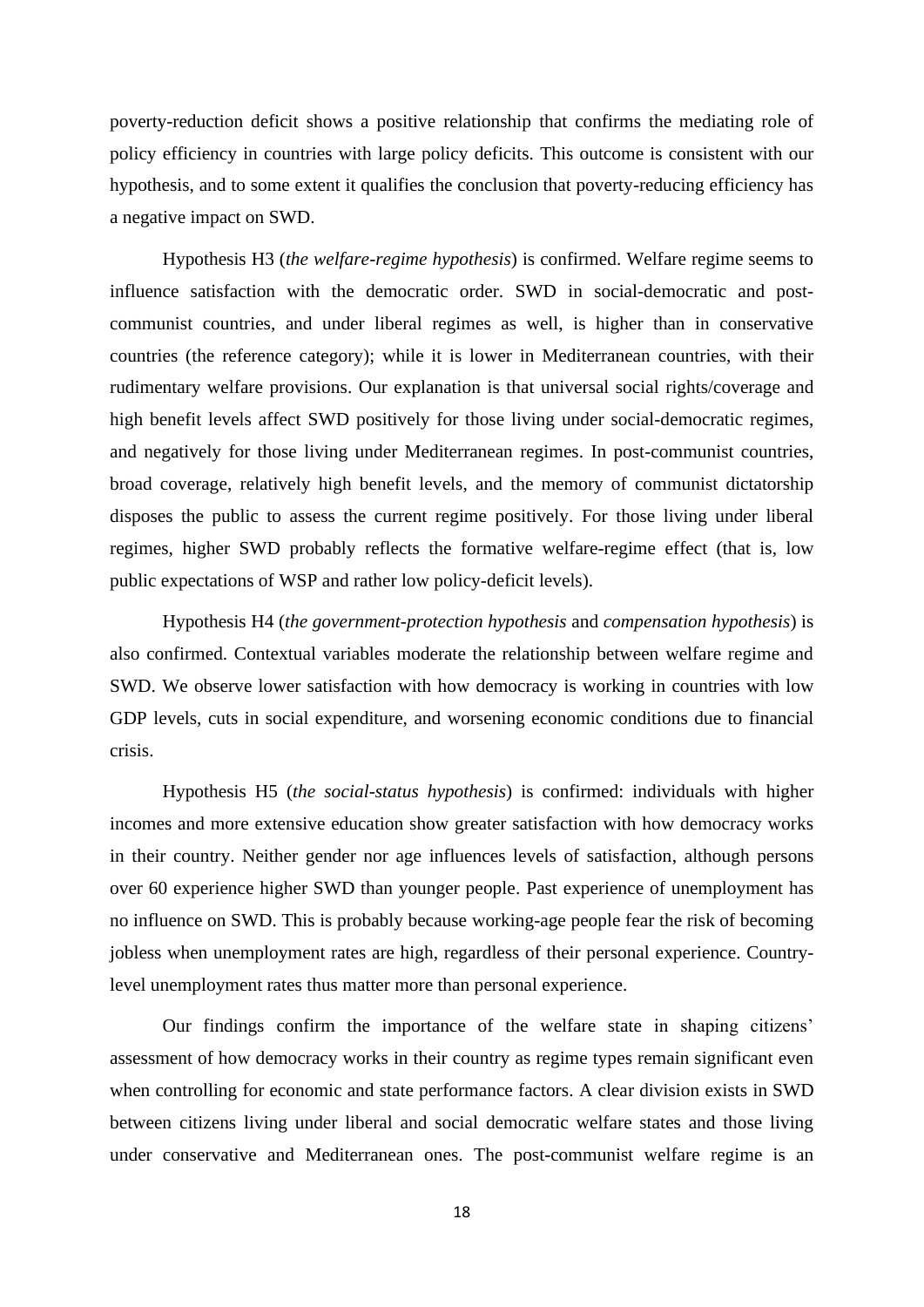poverty-reduction deficit shows a positive relationship that confirms the mediating role of policy efficiency in countries with large policy deficits. This outcome is consistent with our hypothesis, and to some extent it qualifies the conclusion that poverty-reducing efficiency has a negative impact on SWD.

Hypothesis H3 (*the welfare-regime hypothesis*) is confirmed. Welfare regime seems to influence satisfaction with the democratic order. SWD in social-democratic and post-communist countries, and under liberal regimes as well, is higher than in conservative countries (the reference category); while it is lower in Mediterranean countries, with their rudimentary welfare provisions. Our explanation is that universal social rights/coverage and high benefit levels affect SWD positively for those living under social-democratic regimes, and negatively for those living under Mediterranean regimes. In post-communist countries, broad coverage, relatively high benefit levels, and the memory of communist dictatorship disposes the public to assess the current regime positively. For those living under liberal regimes, higher SWD probably reflects the formative welfare-regime effect (that is, low public expectations of WSP and rather low policy-deficit levels).

Hypothesis H4 (*the government-protection hypothesis* and *compensation hypothesis*) is also confirmed. Contextual variables moderate the relationship between welfare regime and SWD. We observe lower satisfaction with how democracy is working in countries with low GDP levels, cuts in social expenditure, and worsening economic conditions due to financial crisis.

Hypothesis H5 (*the social-status hypothesis*) is confirmed: individuals with higher incomes and more extensive education show greater satisfaction with how democracy works in their country. Neither gender nor age influences levels of satisfaction, although persons over 60 experience higher SWD than younger people. Past experience of unemployment has no influence on SWD. This is probably because working-age people fear the risk of becoming jobless when unemployment rates are high, regardless of their personal experience. Country-level unemployment rates thus matter more than personal experience.

Our findings confirm the importance of the welfare state in shaping citizens' assessment of how democracy works in their country as regime types remain significant even when controlling for economic and state performance factors. A clear division exists in SWD between citizens living under liberal and social democratic welfare states and those living under conservative and Mediterranean ones. The post-communist welfare regime is an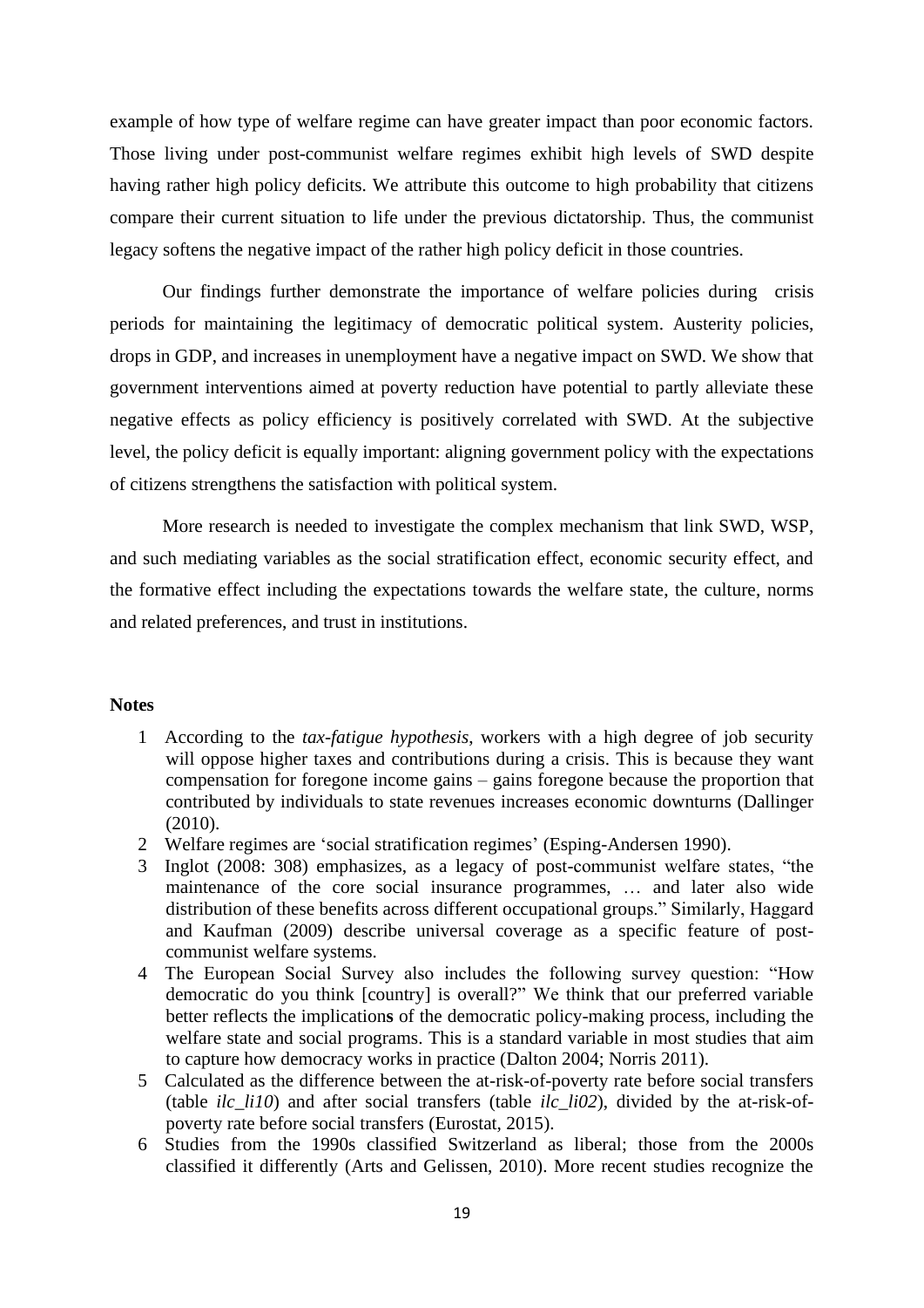example of how type of welfare regime can have greater impact than poor economic factors. Those living under post-communist welfare regimes exhibit high levels of SWD despite having rather high policy deficits. We attribute this outcome to high probability that citizens compare their current situation to life under the previous dictatorship. Thus, the communist legacy softens the negative impact of the rather high policy deficit in those countries.

Our findings further demonstrate the importance of welfare policies during crisis periods for maintaining the legitimacy of democratic political system. Austerity policies, drops in GDP, and increases in unemployment have a negative impact on SWD. We show that government interventions aimed at poverty reduction have potential to partly alleviate these negative effects as policy efficiency is positively correlated with SWD. At the subjective level, the policy deficit is equally important: aligning government policy with the expectations of citizens strengthens the satisfaction with political system.

More research is needed to investigate the complex mechanism that link SWD, WSP, and such mediating variables as the social stratification effect, economic security effect, and the formative effect including the expectations towards the welfare state, the culture, norms and related preferences, and trust in institutions.

**Notes**

1. According to the *tax-fatigue hypothesis*, workers with a high degree of job security will oppose higher taxes and contributions during a crisis. This is because they want compensation for foregone income gains – gains foregone because the proportion that contributed by individuals to state revenues increases economic downturns (Dallinger (2010).
2. Welfare regimes are 'social stratification regimes' (Esping-Andersen 1990).
3. Inglot (2008: 308) emphasizes, as a legacy of post-communist welfare states, "the maintenance of the core social insurance programmes, … and later also wide distribution of these benefits across different occupational groups." Similarly, Haggard and Kaufman (2009) describe universal coverage as a specific feature of post-communist welfare systems.
4. The European Social Survey also includes the following survey question: "How democratic do you think [country] is overall?" We think that our preferred variable better reflects the implications of the democratic policy-making process, including the welfare state and social programs. This is a standard variable in most studies that aim to capture how democracy works in practice (Dalton 2004; Norris 2011).
5. Calculated as the difference between the at-risk-of-poverty rate before social transfers (table *ilc_li10*) and after social transfers (table *ilc_li02*), divided by the at-risk-of-poverty rate before social transfers (Eurostat, 2015).
6. Studies from the 1990s classified Switzerland as liberal; those from the 2000s classified it differently (Arts and Gelissen, 2010). More recent studies recognize the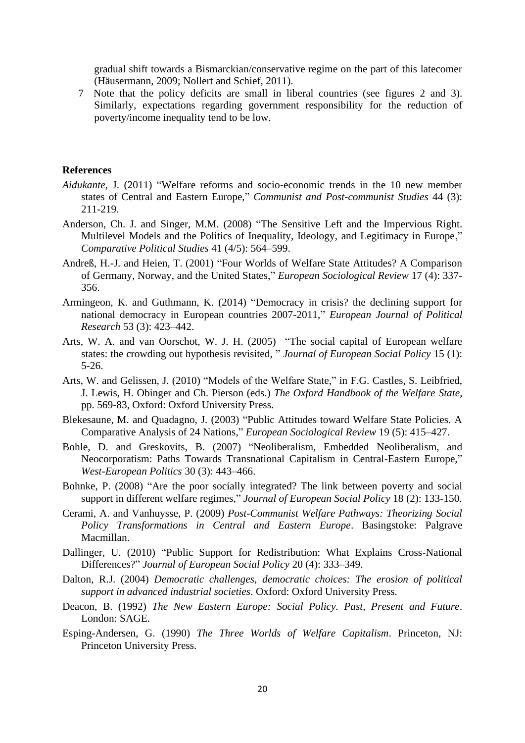gradual shift towards a Bismarckian/conservative regime on the part of this latecomer (Häusermann, 2009; Nollert and Schief, 2011).

7 Note that the policy deficits are small in liberal countries (see figures 2 and 3). Similarly, expectations regarding government responsibility for the reduction of poverty/income inequality tend to be low.

## References

*Aidukante*, J. (2011) "Welfare reforms and socio-economic trends in the 10 new member states of Central and Eastern Europe," *Communist and Post-communist Studies* 44 (3): 211-219.

Anderson, Ch. J. and Singer, M.M. (2008) "The Sensitive Left and the Impervious Right. Multilevel Models and the Politics of Inequality, Ideology, and Legitimacy in Europe," *Comparative Political Studies* 41 (4/5): 564–599.

Andreß, H.-J. and Heien, T. (2001) "Four Worlds of Welfare State Attitudes? A Comparison of Germany, Norway, and the United States," *European Sociological Review* 17 (4): 337-356.

Armingeon, K. and Guthmann, K. (2014) "Democracy in crisis? the declining support for national democracy in European countries 2007-2011," *European Journal of Political Research* 53 (3): 423–442.

Arts, W. A. and van Oorschot, W. J. H. (2005) "The social capital of European welfare states: the crowding out hypothesis revisited, " *Journal of European Social Policy* 15 (1): 5-26.

Arts, W. and Gelissen, J. (2010) "Models of the Welfare State," in F.G. Castles, S. Leibfried, J. Lewis, H. Obinger and Ch. Pierson (eds.) *The Oxford Handbook of the Welfare State*, pp. 569-83, Oxford: Oxford University Press.

Blekesaune, M. and Quadagno, J. (2003) "Public Attitudes toward Welfare State Policies. A Comparative Analysis of 24 Nations," *European Sociological Review* 19 (5): 415–427.

Bohle, D. and Greskovits, B. (2007) "Neoliberalism, Embedded Neoliberalism, and Neocorporatism: Paths Towards Transnational Capitalism in Central-Eastern Europe," *West-European Politics* 30 (3): 443–466.

Bohnke, P. (2008) "Are the poor socially integrated? The link between poverty and social support in different welfare regimes," *Journal of European Social Policy* 18 (2): 133-150.

Cerami, A. and Vanhuysse, P. (2009) *Post-Communist Welfare Pathways: Theorizing Social Policy Transformations in Central and Eastern Europe*. Basingstoke: Palgrave Macmillan.

Dallinger, U. (2010) "Public Support for Redistribution: What Explains Cross-National Differences?" *Journal of European Social Policy* 20 (4): 333–349.

Dalton, R.J. (2004) *Democratic challenges, democratic choices: The erosion of political support in advanced industrial societies*. Oxford: Oxford University Press.

Deacon, B. (1992) *The New Eastern Europe: Social Policy. Past, Present and Future*. London: SAGE.

Esping-Andersen, G. (1990) *The Three Worlds of Welfare Capitalism*. Princeton, NJ: Princeton University Press.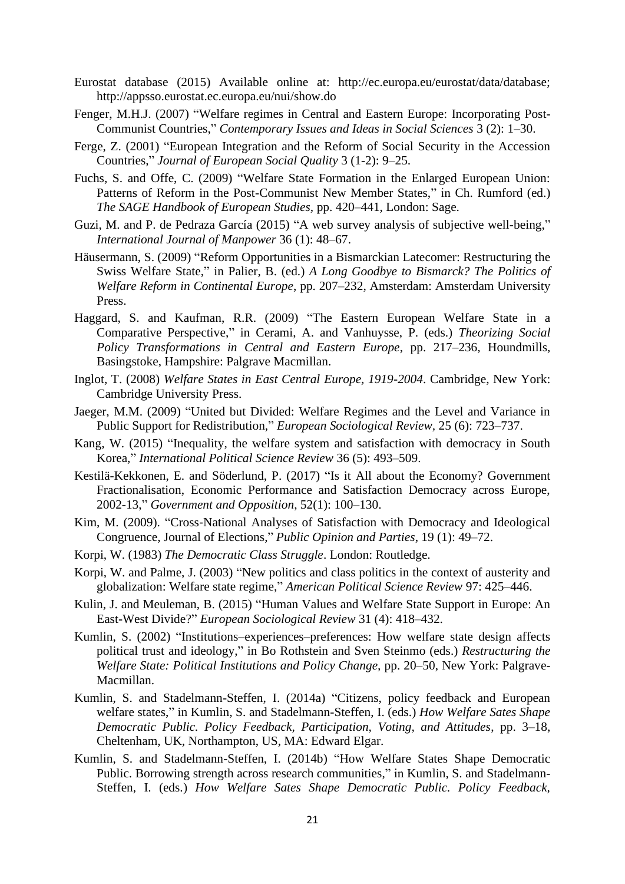Eurostat database (2015) Available online at: http://ec.europa.eu/eurostat/data/database; http://appsso.eurostat.ec.europa.eu/nui/show.do

Fenger, M.H.J. (2007) "Welfare regimes in Central and Eastern Europe: Incorporating Post-Communist Countries," *Contemporary Issues and Ideas in Social Sciences* 3 (2): 1–30.

Ferge, Z. (2001) "European Integration and the Reform of Social Security in the Accession Countries," *Journal of European Social Quality* 3 (1-2): 9–25.

Fuchs, S. and Offe, C. (2009) "Welfare State Formation in the Enlarged European Union: Patterns of Reform in the Post-Communist New Member States," in Ch. Rumford (ed.) *The SAGE Handbook of European Studies*, pp. 420–441, London: Sage.

Guzi, M. and P. de Pedraza García (2015) "A web survey analysis of subjective well-being," *International Journal of Manpower* 36 (1): 48–67.

Häusermann, S. (2009) "Reform Opportunities in a Bismarckian Latecomer: Restructuring the Swiss Welfare State," in Palier, B. (ed.) *A Long Goodbye to Bismarck? The Politics of Welfare Reform in Continental Europe*, pp. 207–232, Amsterdam: Amsterdam University Press.

Haggard, S. and Kaufman, R.R. (2009) "The Eastern European Welfare State in a Comparative Perspective," in Cerami, A. and Vanhuysse, P. (eds.) *Theorizing Social Policy Transformations in Central and Eastern Europe*, pp. 217–236, Houndmills, Basingstoke, Hampshire: Palgrave Macmillan.

Inglot, T. (2008) *Welfare States in East Central Europe, 1919-2004*. Cambridge, New York: Cambridge University Press.

Jaeger, M.M. (2009) "United but Divided: Welfare Regimes and the Level and Variance in Public Support for Redistribution," *European Sociological Review*, 25 (6): 723–737.

Kang, W. (2015) "Inequality, the welfare system and satisfaction with democracy in South Korea," *International Political Science Review* 36 (5): 493–509.

Kestilä-Kekkonen, E. and Söderlund, P. (2017) "Is it All about the Economy? Government Fractionalisation, Economic Performance and Satisfaction Democracy across Europe, 2002-13," *Government and Opposition*, 52(1): 100–130.

Kim, M. (2009). "Cross-National Analyses of Satisfaction with Democracy and Ideological Congruence, Journal of Elections," *Public Opinion and Parties*, 19 (1): 49–72.

Korpi, W. (1983) *The Democratic Class Struggle*. London: Routledge.

Korpi, W. and Palme, J. (2003) "New politics and class politics in the context of austerity and globalization: Welfare state regime," *American Political Science Review* 97: 425–446.

Kulin, J. and Meuleman, B. (2015) "Human Values and Welfare State Support in Europe: An East-West Divide?" *European Sociological Review* 31 (4): 418–432.

Kumlin, S. (2002) "Institutions–experiences–preferences: How welfare state design affects political trust and ideology," in Bo Rothstein and Sven Steinmo (eds.) *Restructuring the Welfare State: Political Institutions and Policy Change*, pp. 20–50, New York: Palgrave-Macmillan.

Kumlin, S. and Stadelmann-Steffen, I. (2014a) "Citizens, policy feedback and European welfare states," in Kumlin, S. and Stadelmann-Steffen, I. (eds.) *How Welfare Sates Shape Democratic Public. Policy Feedback, Participation, Voting, and Attitudes*, pp. 3–18, Cheltenham, UK, Northampton, US, MA: Edward Elgar.

Kumlin, S. and Stadelmann-Steffen, I. (2014b) "How Welfare States Shape Democratic Public. Borrowing strength across research communities," in Kumlin, S. and Stadelmann-Steffen, I. (eds.) *How Welfare Sates Shape Democratic Public. Policy Feedback,*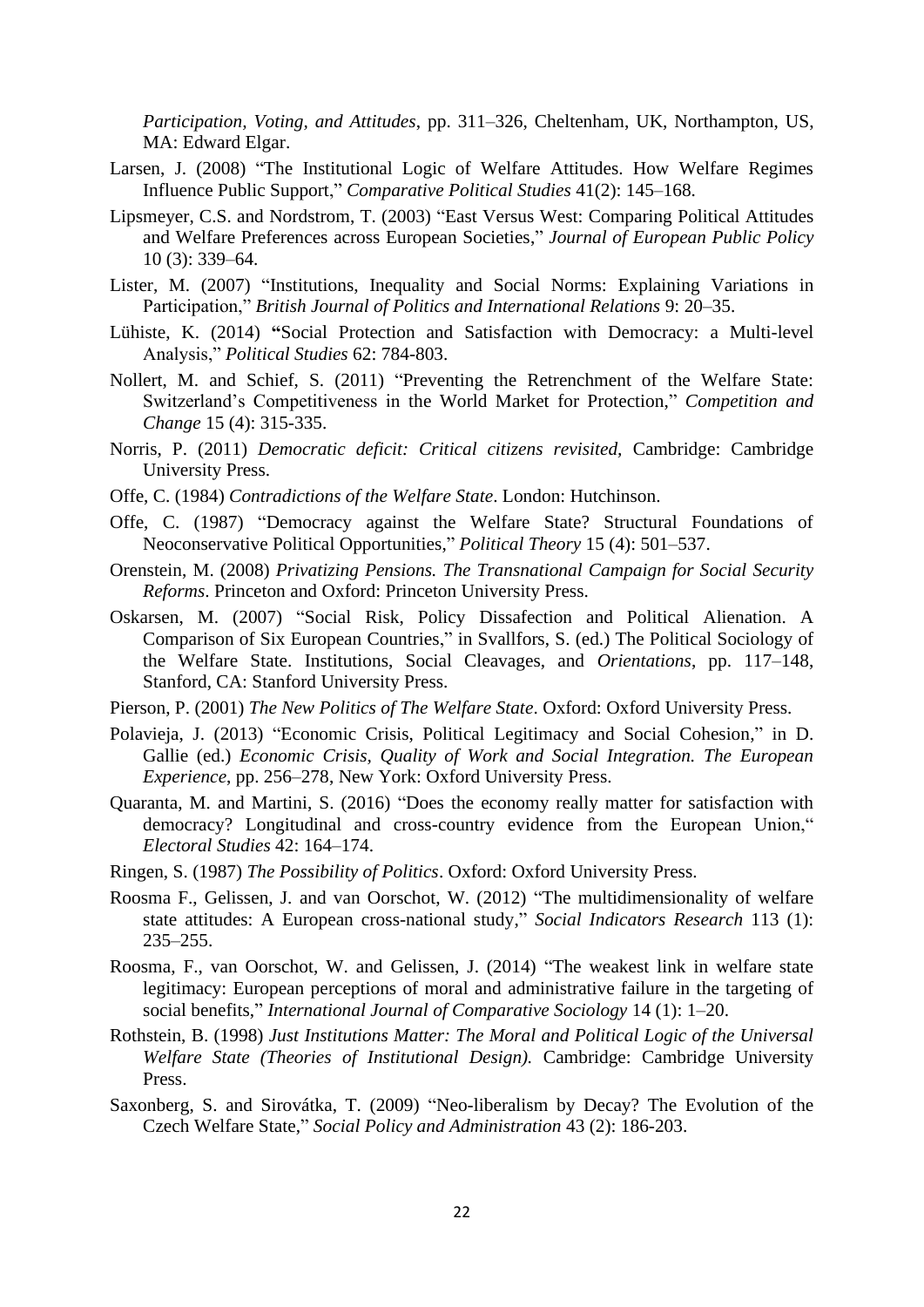*Participation, Voting, and Attitudes*, pp. 311–326, Cheltenham, UK, Northampton, US, MA: Edward Elgar.

Larsen, J. (2008) "The Institutional Logic of Welfare Attitudes. How Welfare Regimes Influence Public Support," *Comparative Political Studies* 41(2): 145–168.

Lipsmeyer, C.S. and Nordstrom, T. (2003) "East Versus West: Comparing Political Attitudes and Welfare Preferences across European Societies," *Journal of European Public Policy* 10 (3): 339–64.

Lister, M. (2007) "Institutions, Inequality and Social Norms: Explaining Variations in Participation," *British Journal of Politics and International Relations* 9: 20–35.

Lühiste, K. (2014) **"**Social Protection and Satisfaction with Democracy: a Multi-level Analysis," *Political Studies* 62: 784-803.

Nollert, M. and Schief, S. (2011) "Preventing the Retrenchment of the Welfare State: Switzerland's Competitiveness in the World Market for Protection," *Competition and Change* 15 (4): 315-335.

Norris, P. (2011) *Democratic deficit: Critical citizens revisited,* Cambridge: Cambridge University Press.

Offe, C. (1984) *Contradictions of the Welfare State*. London: Hutchinson.

Offe, C. (1987) "Democracy against the Welfare State? Structural Foundations of Neoconservative Political Opportunities," *Political Theory* 15 (4): 501–537.

Orenstein, M. (2008) *Privatizing Pensions. The Transnational Campaign for Social Security Reforms*. Princeton and Oxford: Princeton University Press.

Oskarsen, M. (2007) "Social Risk, Policy Dissafection and Political Alienation. A Comparison of Six European Countries," in Svallfors, S. (ed.) The Political Sociology of the Welfare State. Institutions, Social Cleavages, and *Orientations*, pp. 117–148, Stanford, CA: Stanford University Press.

Pierson, P. (2001) *The New Politics of The Welfare State*. Oxford: Oxford University Press.

Polavieja, J. (2013) "Economic Crisis, Political Legitimacy and Social Cohesion," in D. Gallie (ed.) *Economic Crisis, Quality of Work and Social Integration. The European Experience*, pp. 256–278, New York: Oxford University Press.

Quaranta, M. and Martini, S. (2016) "Does the economy really matter for satisfaction with democracy? Longitudinal and cross-country evidence from the European Union," *Electoral Studies* 42: 164–174.

Ringen, S. (1987) *The Possibility of Politics*. Oxford: Oxford University Press.

Roosma F., Gelissen, J. and van Oorschot, W. (2012) "The multidimensionality of welfare state attitudes: A European cross-national study," *Social Indicators Research* 113 (1): 235–255.

Roosma, F., van Oorschot, W. and Gelissen, J. (2014) "The weakest link in welfare state legitimacy: European perceptions of moral and administrative failure in the targeting of social benefits," *International Journal of Comparative Sociology* 14 (1): 1–20.

Rothstein, B. (1998) *Just Institutions Matter: The Moral and Political Logic of the Universal Welfare State (Theories of Institutional Design).* Cambridge: Cambridge University Press.

Saxonberg, S. and Sirovátka, T. (2009) "Neo-liberalism by Decay? The Evolution of the Czech Welfare State," *Social Policy and Administration* 43 (2): 186-203.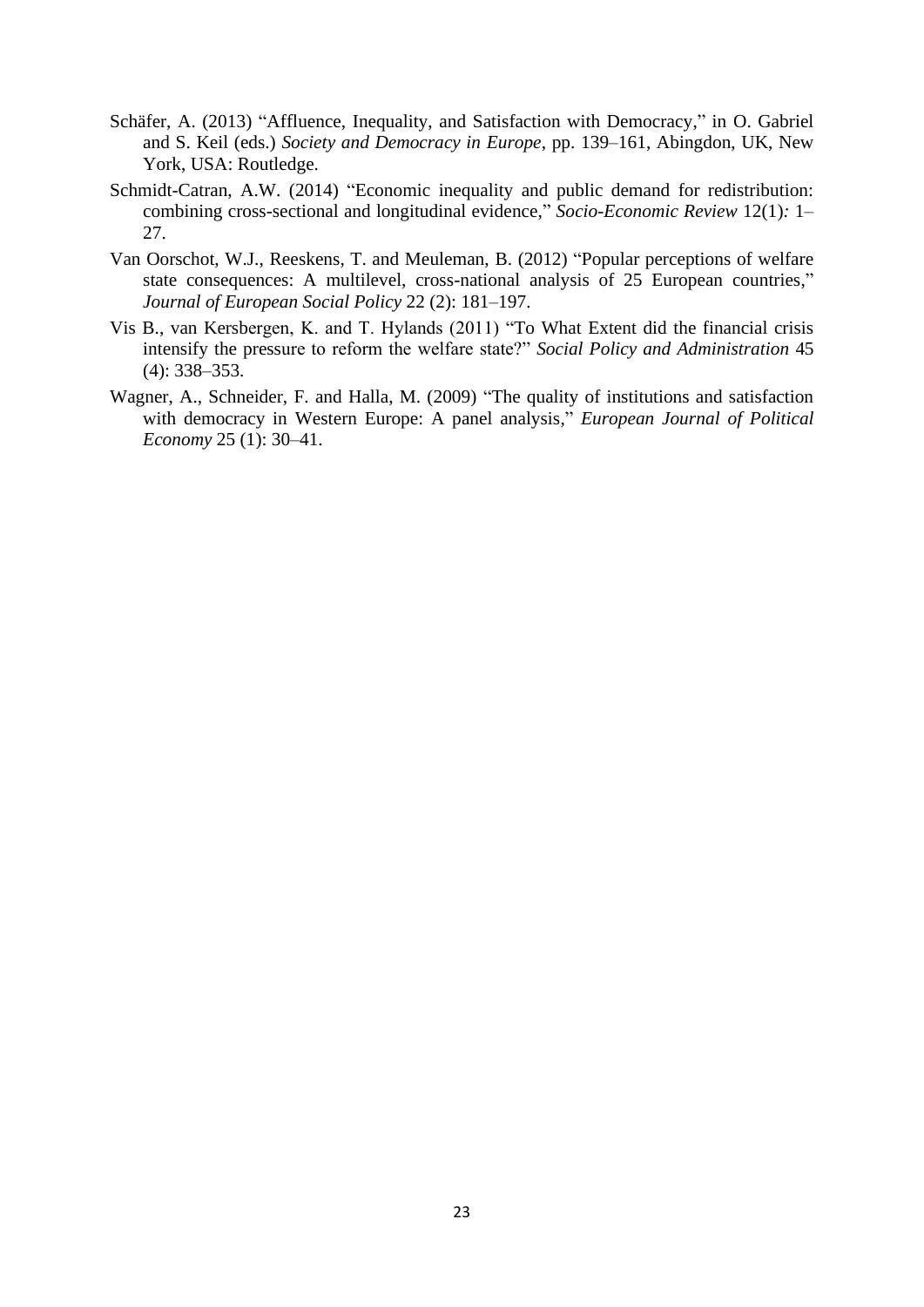Schäfer, A. (2013) "Affluence, Inequality, and Satisfaction with Democracy," in O. Gabriel and S. Keil (eds.) *Society and Democracy in Europe*, pp. 139–161, Abingdon, UK, New York, USA: Routledge.

Schmidt-Catran, A.W. (2014) "Economic inequality and public demand for redistribution: combining cross-sectional and longitudinal evidence," *Socio-Economic Review* 12(1): 1–27.

Van Oorschot, W.J., Reeskens, T. and Meuleman, B. (2012) "Popular perceptions of welfare state consequences: A multilevel, cross-national analysis of 25 European countries," *Journal of European Social Policy* 22 (2): 181–197.

Vis B., van Kersbergen, K. and T. Hylands (2011) "To What Extent did the financial crisis intensify the pressure to reform the welfare state?" *Social Policy and Administration* 45 (4): 338–353.

Wagner, A., Schneider, F. and Halla, M. (2009) "The quality of institutions and satisfaction with democracy in Western Europe: A panel analysis," *European Journal of Political Economy* 25 (1): 30–41.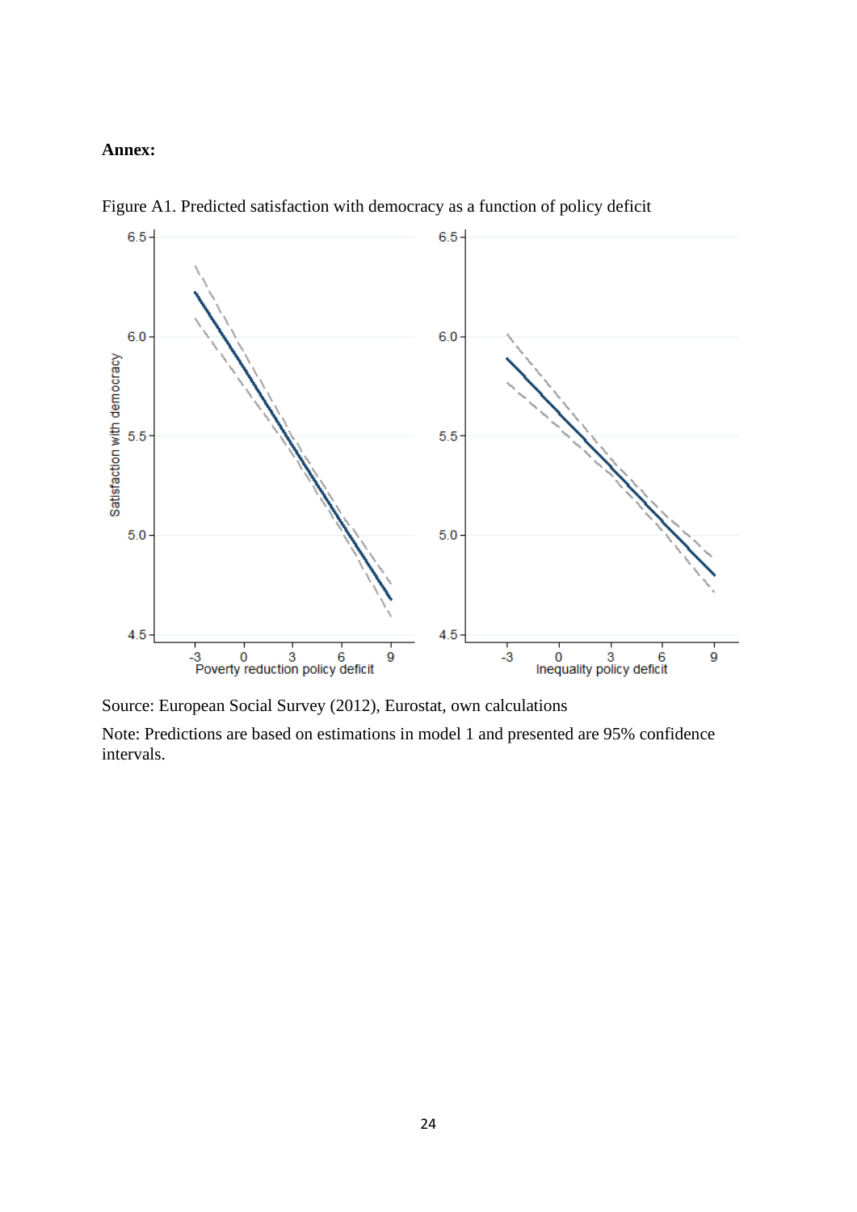**Annex:**

Figure A1. Predicted satisfaction with democracy as a function of policy deficit

Satisfaction with democracy

6.5
6.0
5.5
5.0
4.5

-3 0 3 6 9
Poverty reduction policy deficit

6.5
6.0
5.5
5.0
4.5

-3 0 3 6 9
Inequality policy deficit

Source: European Social Survey (2012), Eurostat, own calculations

Note: Predictions are based on estimations in model 1 and presented are 95% confidence intervals.